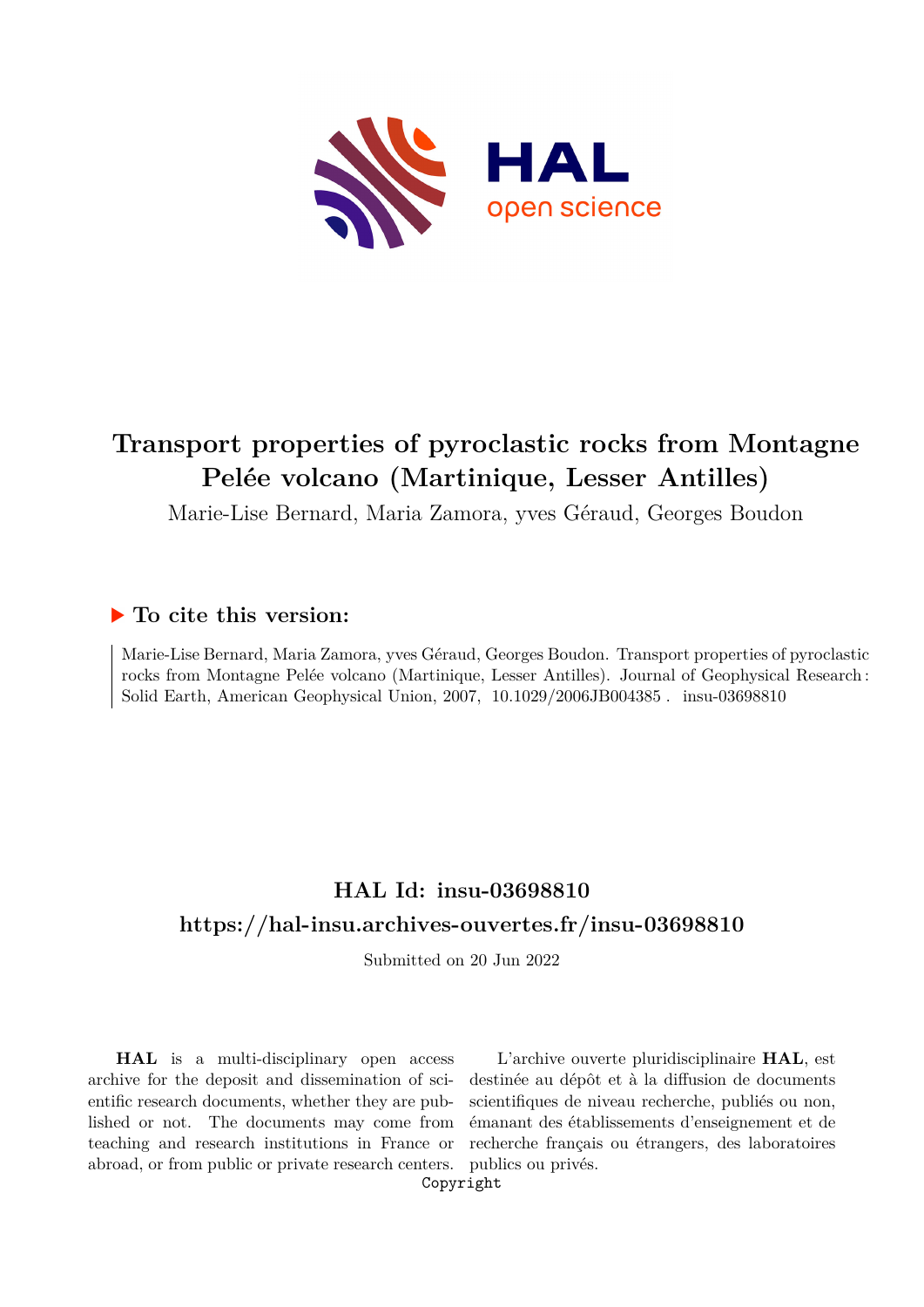# Transport properties of pyroclastic rocks from Montagne Pelée volcano (Martinique, Lesser Antilles)

Marie-Lise Bernard, Maria Zamora, yves Géraud, Georges Boudon

## ▶ To cite this version:

Marie-Lise Bernard, Maria Zamora, yves Géraud, Georges Boudon. Transport properties of pyroclastic rocks from Montagne Pelée volcano (Martinique, Lesser Antilles). Journal of Geophysical Research : Solid Earth, American Geophysical Union, 2007, 10.1029/2006JB004385 . insu-03698810

## HAL Id: insu-03698810

## https://hal-insu.archives-ouvertes.fr/insu-03698810

Submitted on 20 Jun 2022

**HAL** is a multi-disciplinary open access archive for the deposit and dissemination of scientific research documents, whether they are published or not. The documents may come from teaching and research institutions in France or abroad, or from public or private research centers.

L'archive ouverte pluridisciplinaire **HAL**, est destinée au dépôt et à la diffusion de documents scientifiques de niveau recherche, publiés ou non, émanant des établissements d'enseignement et de recherche français ou étrangers, des laboratoires publics ou privés.

Copyright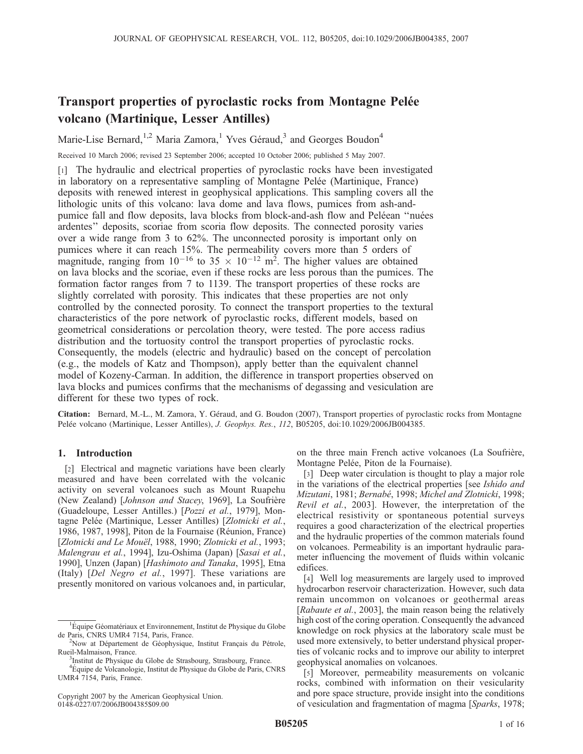# Transport properties of pyroclastic rocks from Montagne Pelée volcano (Martinique, Lesser Antilles)

Marie-Lise Bernard,[1,2] Maria Zamora,[1] Yves Géraud,[3] and Georges Boudon[4]

Received 10 March 2006; revised 23 September 2006; accepted 10 October 2006; published 5 May 2007.

[1] The hydraulic and electrical properties of pyroclastic rocks have been investigated in laboratory on a representative sampling of Montagne Pelée (Martinique, France) deposits with renewed interest in geophysical applications. This sampling covers all the lithologic units of this volcano: lava dome and lava flows, pumices from ash-and-pumice fall and flow deposits, lava blocks from block-and-ash flow and Peléean "nuées ardentes" deposits, scoriae from scoria flow deposits. The connected porosity varies over a wide range from 3 to 62%. The unconnected porosity is important only on pumices where it can reach 15%. The permeability covers more than 5 orders of magnitude, ranging from $10^{-16}$ to $35 \times 10^{-12}$ m$^2$. The higher values are obtained on lava blocks and the scoriae, even if these rocks are less porous than the pumices. The formation factor ranges from 7 to 1139. The transport properties of these rocks are slightly correlated with porosity. This indicates that these properties are not only controlled by the connected porosity. To connect the transport properties to the textural characteristics of the pore network of pyroclastic rocks, different models, based on geometrical considerations or percolation theory, were tested. The pore access radius distribution and the tortuosity control the transport properties of pyroclastic rocks. Consequently, the models (electric and hydraulic) based on the concept of percolation (e.g., the models of Katz and Thompson), apply better than the equivalent channel model of Kozeny-Carman. In addition, the difference in transport properties observed on lava blocks and pumices confirms that the mechanisms of degassing and vesiculation are different for these two types of rock.

**Citation:** Bernard, M.-L., M. Zamora, Y. Géraud, and G. Boudon (2007), Transport properties of pyroclastic rocks from Montagne Pelée volcano (Martinique, Lesser Antilles), *J. Geophys. Res.*, *112*, B05205, doi:10.1029/2006JB004385.

## 1. Introduction

[2] Electrical and magnetic variations have been clearly measured and have been correlated with the volcanic activity on several volcanoes such as Mount Ruapehu (New Zealand) [*Johnson and Stacey*, 1969], La Soufrière (Guadeloupe, Lesser Antilles.) [*Pozzi et al.*, 1979], Montagne Pelée (Martinique, Lesser Antilles) [*Zlotnicki et al.*, 1986, 1987, 1998], Piton de la Fournaise (Réunion, France) [*Zlotnicki and Le Mouël*, 1988, 1990; *Zlotnicki et al.*, 1993; *Malengrau et al.*, 1994], Izu-Oshima (Japan) [*Sasai et al.*, 1990], Unzen (Japan) [*Hashimoto and Tanaka*, 1995], Etna (Italy) [*Del Negro et al.*, 1997]. These variations are presently monitored on various volcanoes and, in particular, on the three main French active volcanoes (La Soufrière, Montagne Pelée, Piton de la Fournaise).

[3] Deep water circulation is thought to play a major role in the variations of the electrical properties [see *Ishido and Mizutani*, 1981; *Bernabé*, 1998; *Michel and Zlotnicki*, 1998; *Revil et al.*, 2003]. However, the interpretation of the electrical resistivity or spontaneous potential surveys requires a good characterization of the electrical properties and the hydraulic properties of the common materials found on volcanoes. Permeability is an important hydraulic parameter influencing the movement of fluids within volcanic edifices.

[4] Well log measurements are largely used to improved hydrocarbon reservoir characterization. However, such data remain uncommon on volcanoes or geothermal areas [*Rabaute et al.*, 2003], the main reason being the relatively high cost of the coring operation. Consequently the advanced knowledge on rock physics at the laboratory scale must be used more extensively, to better understand physical properties of volcanic rocks and to improve our ability to interpret geophysical anomalies on volcanoes.

[5] Moreover, permeability measurements on volcanic rocks, combined with information on their vesicularity and pore space structure, provide insight into the conditions of vesiculation and fragmentation of magma [*Sparks*, 1978;

[1]Équipe Géomatériaux et Environnement, Institut de Physique du Globe de Paris, CNRS UMR4 7154, Paris, France.

[2]Now at Département de Géophysique, Institut Français du Pétrole, Rueil-Malmaison, France.

[3]Institut de Physique du Globe de Strasbourg, Strasbourg, France.

[4]Équipe de Volcanologie, Institut de Physique du Globe de Paris, CNRS UMR4 7154, Paris, France.

Copyright 2007 by the American Geophysical Union.
0148-0227/07/2006JB004385$09.00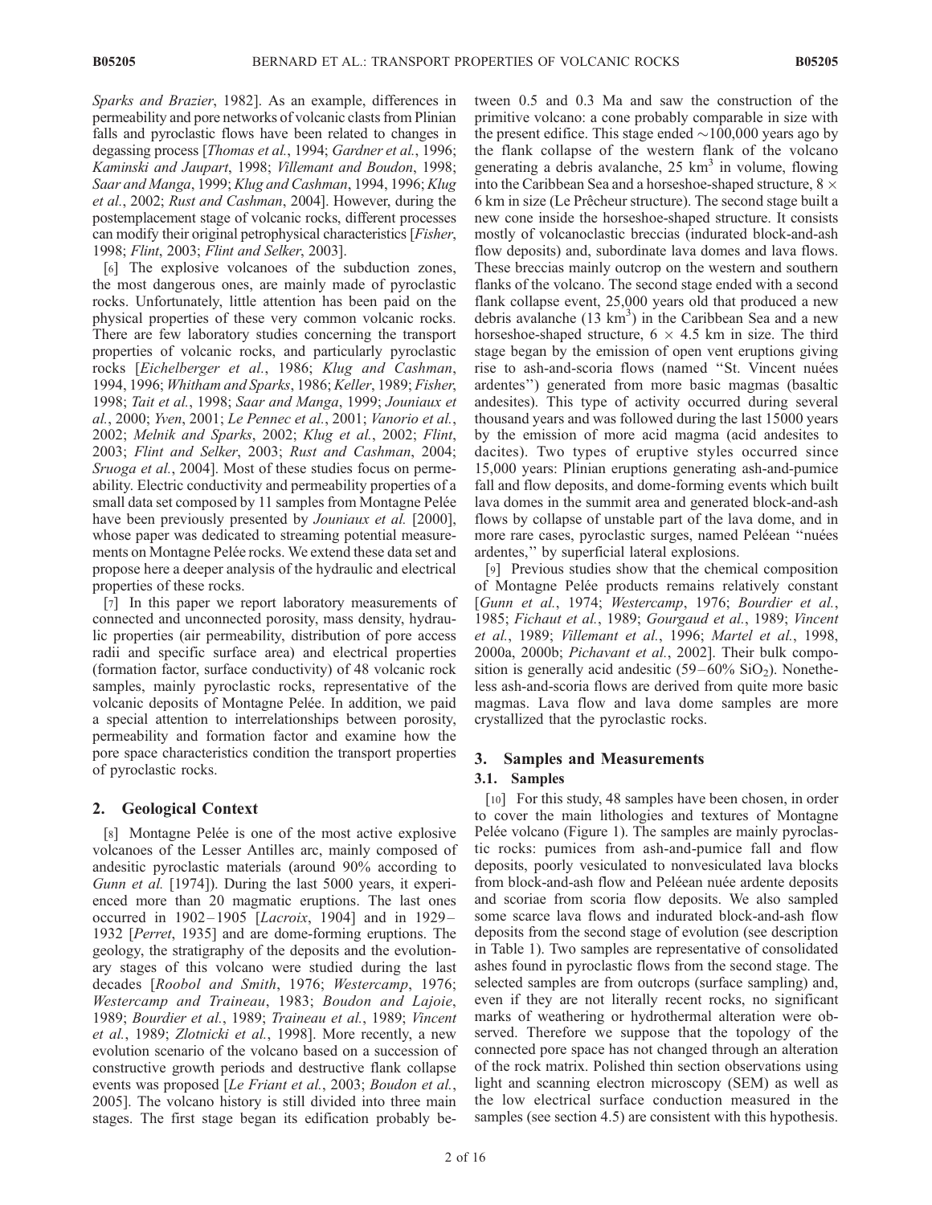*Sparks and Brazier*, 1982]. As an example, differences in permeability and pore networks of volcanic clasts from Plinian falls and pyroclastic flows have been related to changes in degassing process [*Thomas et al.*, 1994; *Gardner et al.*, 1996; *Kaminski and Jaupart*, 1998; *Villemant and Boudon*, 1998; *Saar and Manga*, 1999; *Klug and Cashman*, 1994, 1996; *Klug et al.*, 2002; *Rust and Cashman*, 2004]. However, during the postemplacement stage of volcanic rocks, different processes can modify their original petrophysical characteristics [*Fisher*, 1998; *Flint*, 2003; *Flint and Selker*, 2003].

[6] The explosive volcanoes of the subduction zones, the most dangerous ones, are mainly made of pyroclastic rocks. Unfortunately, little attention has been paid on the physical properties of these very common volcanic rocks. There are few laboratory studies concerning the transport properties of volcanic rocks, and particularly pyroclastic rocks [*Eichelberger et al.*, 1986; *Klug and Cashman*, 1994, 1996; *Whitham and Sparks*, 1986; *Keller*, 1989; *Fisher*, 1998; *Tait et al.*, 1998; *Saar and Manga*, 1999; *Jouniaux et al.*, 2000; *Yven*, 2001; *Le Pennec et al.*, 2001; *Vanorio et al.*, 2002; *Melnik and Sparks*, 2002; *Klug et al.*, 2002; *Flint*, 2003; *Flint and Selker*, 2003; *Rust and Cashman*, 2004; *Sruoga et al.*, 2004]. Most of these studies focus on permeability. Electric conductivity and permeability properties of a small data set composed by 11 samples from Montagne Pelée have been previously presented by *Jouniaux et al.* [2000], whose paper was dedicated to streaming potential measurements on Montagne Pelée rocks. We extend these data set and propose here a deeper analysis of the hydraulic and electrical properties of these rocks.

[7] In this paper we report laboratory measurements of connected and unconnected porosity, mass density, hydraulic properties (air permeability, distribution of pore access radii and specific surface area) and electrical properties (formation factor, surface conductivity) of 48 volcanic rock samples, mainly pyroclastic rocks, representative of the volcanic deposits of Montagne Pelée. In addition, we paid a special attention to interrelationships between porosity, permeability and formation factor and examine how the pore space characteristics condition the transport properties of pyroclastic rocks.

## 2. Geological Context

[8] Montagne Pelée is one of the most active explosive volcanoes of the Lesser Antilles arc, mainly composed of andesitic pyroclastic materials (around 90% according to *Gunn et al.* [1974]). During the last 5000 years, it experienced more than 20 magmatic eruptions. The last ones occurred in 1902–1905 [*Lacroix*, 1904] and in 1929–1932 [*Perret*, 1935] and are dome-forming eruptions. The geology, the stratigraphy of the deposits and the evolutionary stages of this volcano were studied during the last decades [*Roobol and Smith*, 1976; *Westercamp*, 1976; *Westercamp and Traineau*, 1983; *Boudon and Lajoie*, 1989; *Bourdier et al.*, 1989; *Traineau et al.*, 1989; *Vincent et al.*, 1989; *Zlotnicki et al.*, 1998]. More recently, a new evolution scenario of the volcano based on a succession of constructive growth periods and destructive flank collapse events was proposed [*Le Friant et al.*, 2003; *Boudon et al.*, 2005]. The volcano history is still divided into three main stages. The first stage began its edification probably between 0.5 and 0.3 Ma and saw the construction of the primitive volcano: a cone probably comparable in size with the present edifice. This stage ended ~100,000 years ago by the flank collapse of the western flank of the volcano generating a debris avalanche, 25 km$^3$ in volume, flowing into the Caribbean Sea and a horseshoe-shaped structure, 8 × 6 km in size (Le Prêcheur structure). The second stage built a new cone inside the horseshoe-shaped structure. It consists mostly of volcanoclastic breccias (indurated block-and-ash flow deposits) and, subordinate lava domes and lava flows. These breccias mainly outcrop on the western and southern flanks of the volcano. The second stage ended with a second flank collapse event, 25,000 years old that produced a new debris avalanche (13 km$^3$) in the Caribbean Sea and a new horseshoe-shaped structure, 6 × 4.5 km in size. The third stage began by the emission of open vent eruptions giving rise to ash-and-scoria flows (named "St. Vincent nuées ardentes") generated from more basic magmas (basaltic andesites). This type of activity occurred during several thousand years and was followed during the last 15000 years by the emission of more acid magma (acid andesites to dacites). Two types of eruptive styles occurred since 15,000 years: Plinian eruptions generating ash-and-pumice fall and flow deposits, and dome-forming events which built lava domes in the summit area and generated block-and-ash flows by collapse of unstable part of the lava dome, and in more rare cases, pyroclastic surges, named Peléean "nuées ardentes," by superficial lateral explosions.

[9] Previous studies show that the chemical composition of Montagne Pelée products remains relatively constant [*Gunn et al.*, 1974; *Westercamp*, 1976; *Bourdier et al.*, 1985; *Fichaut et al.*, 1989; *Gourgaud et al.*, 1989; *Vincent et al.*, 1989; *Villemant et al.*, 1996; *Martel et al.*, 1998, 2000a, 2000b; *Pichavant et al.*, 2002]. Their bulk composition is generally acid andesitic (59–60% $SiO_2$). Nonetheless ash-and-scoria flows are derived from quite more basic magmas. Lava flow and lava dome samples are more crystallized that the pyroclastic rocks.

## 3. Samples and Measurements

### 3.1. Samples

[10] For this study, 48 samples have been chosen, in order to cover the main lithologies and textures of Montagne Pelée volcano (Figure 1). The samples are mainly pyroclastic rocks: pumices from ash-and-pumice fall and flow deposits, poorly vesiculated to nonvesiculated lava blocks from block-and-ash flow and Peléean nuée ardente deposits and scoriae from scoria flow deposits. We also sampled some scarce lava flows and indurated block-and-ash flow deposits from the second stage of evolution (see description in Table 1). Two samples are representative of consolidated ashes found in pyroclastic flows from the second stage. The selected samples are from outcrops (surface sampling) and, even if they are not literally recent rocks, no significant marks of weathering or hydrothermal alteration were observed. Therefore we suppose that the topology of the connected pore space has not changed through an alteration of the rock matrix. Polished thin section observations using light and scanning electron microscopy (SEM) as well as the low electrical surface conduction measured in the samples (see section 4.5) are consistent with this hypothesis.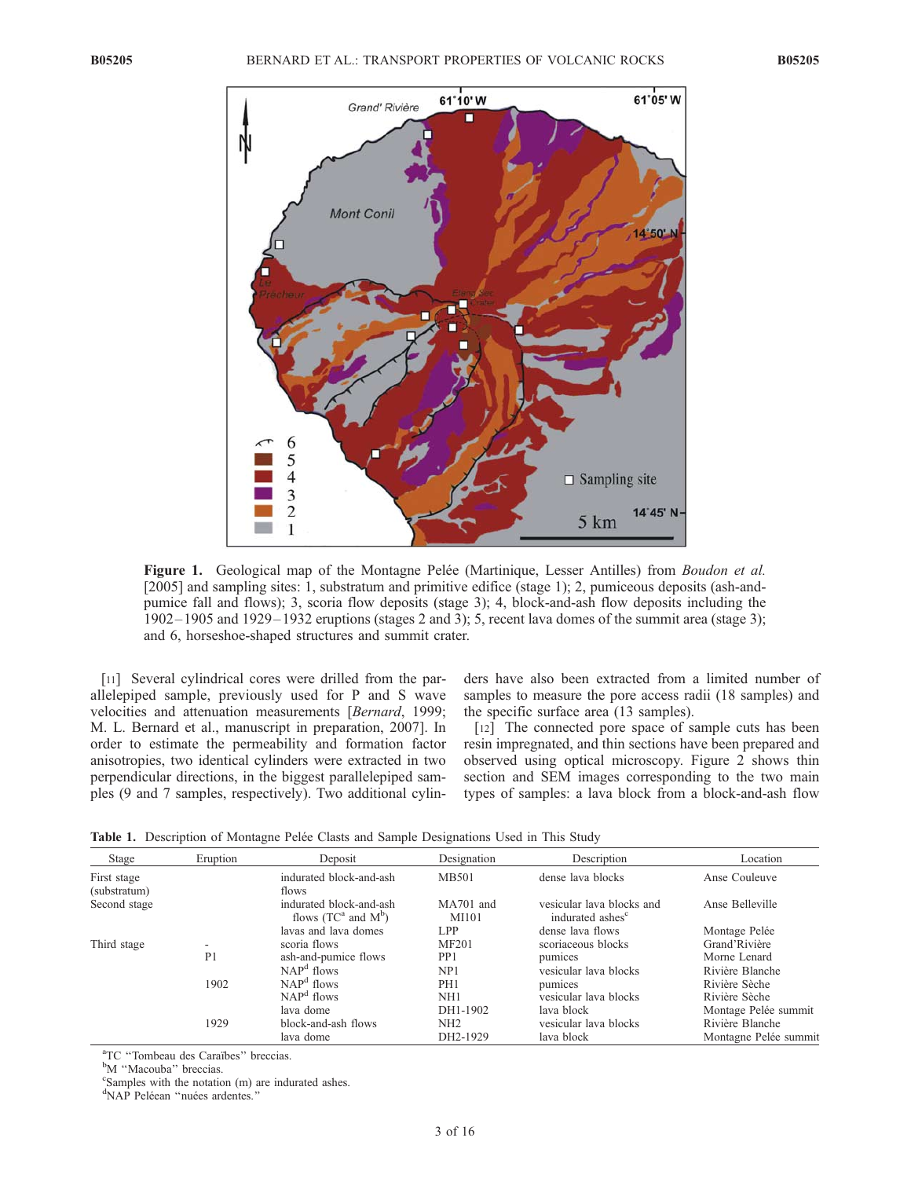**Figure 1.** Geological map of the Montagne Pelée (Martinique, Lesser Antilles) from *Boudon et al.* [2005] and sampling sites: 1, substratum and primitive edifice (stage 1); 2, pumiceous deposits (ash-and-pumice fall and flows); 3, scoria flow deposits (stage 3); 4, block-and-ash flow deposits including the 1902–1905 and 1929–1932 eruptions (stages 2 and 3); 5, recent lava domes of the summit area (stage 3); and 6, horseshoe-shaped structures and summit crater.

[11] Several cylindrical cores were drilled from the parallelepiped sample, previously used for P and S wave velocities and attenuation measurements [*Bernard*, 1999; M. L. Bernard et al., manuscript in preparation, 2007]. In order to estimate the permeability and formation factor anisotropies, two identical cylinders were extracted in two perpendicular directions, in the biggest parallelepiped samples (9 and 7 samples, respectively). Two additional cylinders have also been extracted from a limited number of samples to measure the pore access radii (18 samples) and the specific surface area (13 samples).

[12] The connected pore space of sample cuts has been resin impregnated, and thin sections have been prepared and observed using optical microscopy. Figure 2 shows thin section and SEM images corresponding to the two main types of samples: a lava block from a block-and-ash flow

**Table 1.** Description of Montagne Pelée Clasts and Sample Designations Used in This Study

| Stage | Eruption | Deposit | Designation | Description | Location |
|---|---|---|---|---|---|
| First stage (substratum) | | indurated block-and-ash flows | MB501 | dense lava blocks | Anse Couleuve |
| Second stage | | indurated block-and-ash flows (TC[a] and M[b]) | MA701 and MI101 | vesicular lava blocks and indurated ashes[c] | Anse Belleville |
| | | lavas and lava domes | LPP | dense lava flows | Montage Pelée |
| Third stage | - | scoria flows | MF201 | scoriaceous blocks | Grand'Rivière |
| | P1 | ash-and-pumice flows | PP1 | pumices | Morne Lenard |
| | | NAP[d] flows | NP1 | vesicular lava blocks | Rivière Blanche |
| | 1902 | NAP[d] flows | PH1 | pumices | Rivière Sèche |
| | | NAP[d] flows | NH1 | vesicular lava blocks | Rivière Sèche |
| | | lava dome | DH1-1902 | lava block | Montage Pelée summit |
| | 1929 | block-and-ash flows | NH2 | vesicular lava blocks | Rivière Blanche |
| | | lava dome | DH2-1929 | lava block | Montagne Pelée summit |

[a]TC "Tombeau des Caraïbes" breccias.
[b]M "Macouba" breccias.
[c]Samples with the notation (m) are indurated ashes.
[d]NAP Peléean "nuées ardentes."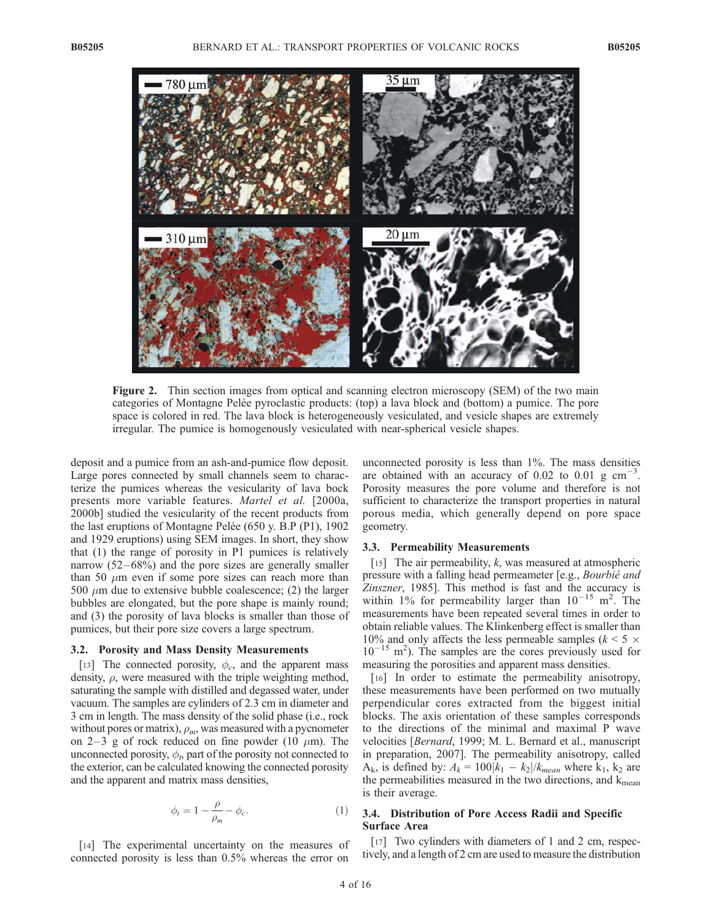**Figure 2.** Thin section images from optical and scanning electron microscopy (SEM) of the two main categories of Montagne Pelée pyroclastic products: (top) a lava block and (bottom) a pumice. The pore space is colored in red. The lava block is heterogeneously vesiculated, and vesicle shapes are extremely irregular. The pumice is homogenously vesiculated with near-spherical vesicle shapes.

deposit and a pumice from an ash-and-pumice flow deposit. Large pores connected by small channels seem to characterize the pumices whereas the vesicularity of lava bock presents more variable features. *Martel et al.* [2000a, 2000b] studied the vesicularity of the recent products from the last eruptions of Montagne Pelée (650 y. B.P (P1), 1902 and 1929 eruptions) using SEM images. In short, they show that (1) the range of porosity in P1 pumices is relatively narrow (52–68%) and the pore sizes are generally smaller than 50 $\mu$m even if some pore sizes can reach more than 500 $\mu$m due to extensive bubble coalescence; (2) the larger bubbles are elongated, but the pore shape is mainly round; and (3) the porosity of lava blocks is smaller than those of pumices, but their pore size covers a large spectrum.

### 3.2. Porosity and Mass Density Measurements

[13] The connected porosity, $\phi_c$, and the apparent mass density, $\rho$, were measured with the triple weighting method, saturating the sample with distilled and degassed water, under vacuum. The samples are cylinders of 2.3 cm in diameter and 3 cm in length. The mass density of the solid phase (i.e., rock without pores or matrix), $\rho_m$, was measured with a pycnometer on 2–3 g of rock reduced on fine powder (10 $\mu$m). The unconnected porosity, $\phi_t$, part of the porosity not connected to the exterior, can be calculated knowing the connected porosity and the apparent and matrix mass densities,

$$\phi_t = 1 - \frac{\rho}{\rho_m} - \phi_c. \quad (1)$$

[14] The experimental uncertainty on the measures of connected porosity is less than 0.5% whereas the error on unconnected porosity is less than 1%. The mass densities are obtained with an accuracy of 0.02 to 0.01 g cm$^{-3}$. Porosity measures the pore volume and therefore is not sufficient to characterize the transport properties in natural porous media, which generally depend on pore space geometry.

### 3.3. Permeability Measurements

[15] The air permeability, $k$, was measured at atmospheric pressure with a falling head permeameter [e.g., *Bourbié and Zinszner*, 1985]. This method is fast and the accuracy is within 1% for permeability larger than $10^{-15}$ m$^2$. The measurements have been repeated several times in order to obtain reliable values. The Klinkenberg effect is smaller than 10% and only affects the less permeable samples ($k < 5 \times 10^{-15}$ m$^2$). The samples are the cores previously used for measuring the porosities and apparent mass densities.

[16] In order to estimate the permeability anisotropy, these measurements have been performed on two mutually perpendicular cores extracted from the biggest initial blocks. The axis orientation of these samples corresponds to the directions of the minimal and maximal P wave velocities [*Bernard*, 1999; M. L. Bernard et al., manuscript in preparation, 2007]. The permeability anisotropy, called $A_k$, is defined by: $A_k = 100|k_1 - k_2|/k_{mean}$ where $k_1$, $k_2$ are the permeabilities measured in the two directions, and $k_{mean}$ is their average.

### 3.4. Distribution of Pore Access Radii and Specific Surface Area

[17] Two cylinders with diameters of 1 and 2 cm, respectively, and a length of 2 cm are used to measure the distribution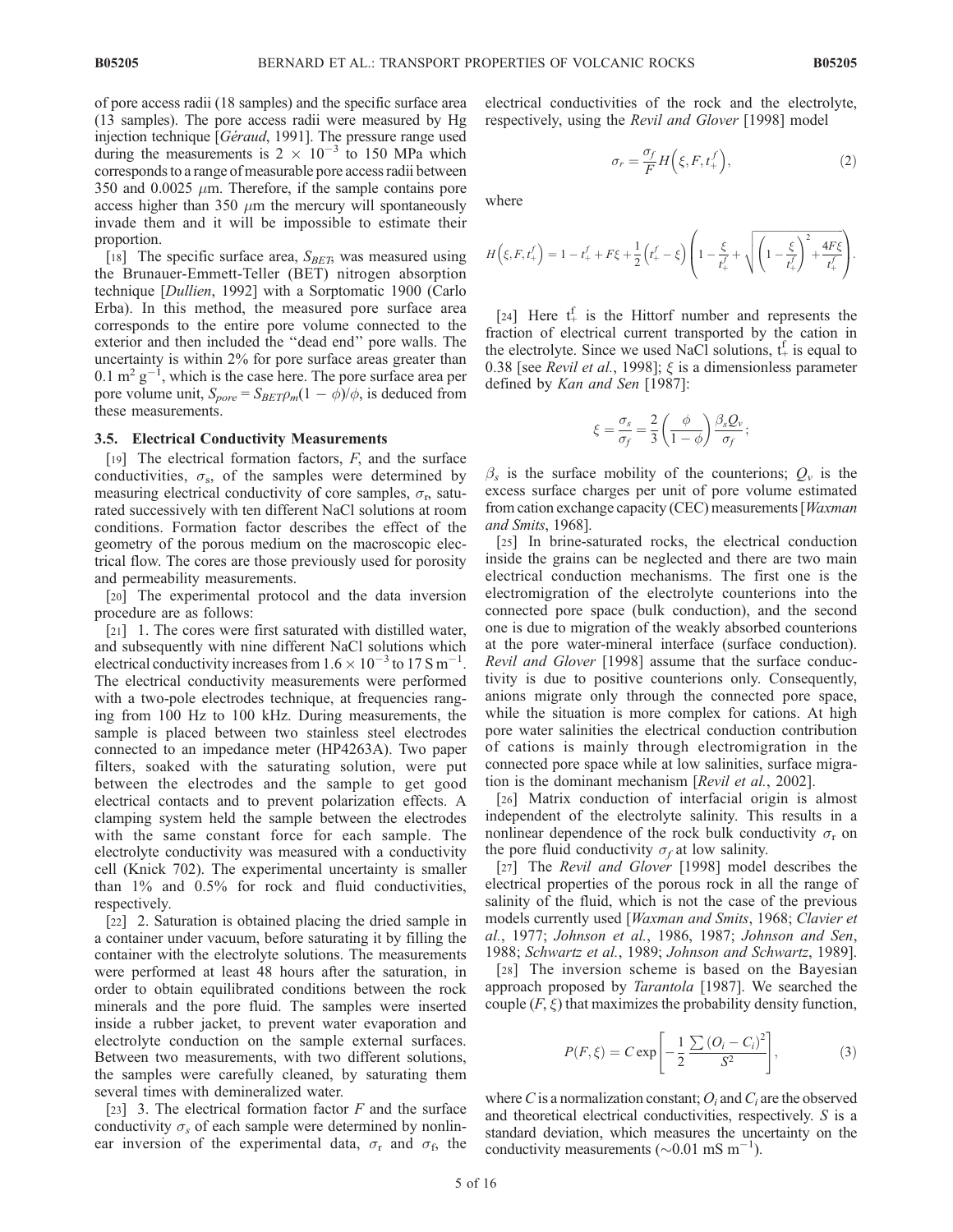of pore access radii (18 samples) and the specific surface area (13 samples). The pore access radii were measured by Hg injection technique [*Géraud*, 1991]. The pressure range used during the measurements is $2 \times 10^{-3}$ to 150 MPa which corresponds to a range of measurable pore access radii between 350 and 0.0025 $\mu$m. Therefore, if the sample contains pore access higher than 350 $\mu$m the mercury will spontaneously invade them and it will be impossible to estimate their proportion.

[18] The specific surface area, $S_{BET}$, was measured using the Brunauer-Emmett-Teller (BET) nitrogen absorption technique [*Dullien*, 1992] with a Sorptomatic 1900 (Carlo Erba). In this method, the measured pore surface area corresponds to the entire pore volume connected to the exterior and then included the "dead end" pore walls. The uncertainty is within 2% for pore surface areas greater than 0.1 $m^2\, g^{-1}$, which is the case here. The pore surface area per pore volume unit, $S_{pore} = S_{BET}\rho_m(1 - \phi)/\phi$, is deduced from these measurements.

### 3.5. Electrical Conductivity Measurements

[19] The electrical formation factors, $F$, and the surface conductivities, $\sigma_s$, of the samples were determined by measuring electrical conductivity of core samples, $\sigma_r$, saturated successively with ten different NaCl solutions at room conditions. Formation factor describes the effect of the geometry of the porous medium on the macroscopic electrical flow. The cores are those previously used for porosity and permeability measurements.

[20] The experimental protocol and the data inversion procedure are as follows:

[21] 1. The cores were first saturated with distilled water, and subsequently with nine different NaCl solutions which electrical conductivity increases from $1.6 \times 10^{-3}$ to 17 S $m^{-1}$. The electrical conductivity measurements were performed with a two-pole electrodes technique, at frequencies ranging from 100 Hz to 100 kHz. During measurements, the sample is placed between two stainless steel electrodes connected to an impedance meter (HP4263A). Two paper filters, soaked with the saturating solution, were put between the electrodes and the sample to get good electrical contacts and to prevent polarization effects. A clamping system held the sample between the electrodes with the same constant force for each sample. The electrolyte conductivity was measured with a conductivity cell (Knick 702). The experimental uncertainty is smaller than 1% and 0.5% for rock and fluid conductivities, respectively.

[22] 2. Saturation is obtained placing the dried sample in a container under vacuum, before saturating it by filling the container with the electrolyte solutions. The measurements were performed at least 48 hours after the saturation, in order to obtain equilibrated conditions between the rock minerals and the pore fluid. The samples were inserted inside a rubber jacket, to prevent water evaporation and electrolyte conduction on the sample external surfaces. Between two measurements, with two different solutions, the samples were carefully cleaned, by saturating them several times with demineralized water.

[23] 3. The electrical formation factor $F$ and the surface conductivity $\sigma_s$ of each sample were determined by nonlinear inversion of the experimental data, $\sigma_r$ and $\sigma_f$, the electrical conductivities of the rock and the electrolyte, respectively, using the *Revil and Glover* [1998] model

$$\sigma_r = \frac{\sigma_f}{F} H\left(\xi, F, t_+^f\right), \tag{2}$$

where

$$H\left(\xi, F, t_+^f\right) = 1 - t_+^f + F\xi + \frac{1}{2}\left(t_+^f - \xi\right)\left(1 - \frac{\xi}{t_+^f} + \sqrt{\left(1 - \frac{\xi}{t_+^f}\right)^2 + \frac{4F\xi}{t_+^f}}\right).$$

[24] Here $t_+^f$ is the Hittorf number and represents the fraction of electrical current transported by the cation in the electrolyte. Since we used NaCl solutions, $t_+^f$ is equal to 0.38 [see *Revil et al.*, 1998]; $\xi$ is a dimensionless parameter defined by *Kan and Sen* [1987]:

$$\xi = \frac{\sigma_s}{\sigma_f} = \frac{2}{3}\left(\frac{\phi}{1-\phi}\right)\frac{\beta_s Q_v}{\sigma_f};$$

$\beta_s$ is the surface mobility of the counterions; $Q_v$ is the excess surface charges per unit of pore volume estimated from cation exchange capacity (CEC) measurements [*Waxman and Smits*, 1968].

[25] In brine-saturated rocks, the electrical conduction inside the grains can be neglected and there are two main electrical conduction mechanisms. The first one is the electromigration of the electrolyte counterions into the connected pore space (bulk conduction), and the second one is due to migration of the weakly absorbed counterions at the pore water-mineral interface (surface conduction). *Revil and Glover* [1998] assume that the surface conductivity is due to positive counterions only. Consequently, anions migrate only through the connected pore space, while the situation is more complex for cations. At high pore water salinities the electrical conduction contribution of cations is mainly through electromigration in the connected pore space while at low salinities, surface migration is the dominant mechanism [*Revil et al.*, 2002].

[26] Matrix conduction of interfacial origin is almost independent of the electrolyte salinity. This results in a nonlinear dependence of the rock bulk conductivity $\sigma_r$ on the pore fluid conductivity $\sigma_f$ at low salinity.

[27] The *Revil and Glover* [1998] model describes the electrical properties of the porous rock in all the range of salinity of the fluid, which is not the case of the previous models currently used [*Waxman and Smits*, 1968; *Clavier et al.*, 1977; *Johnson et al.*, 1986, 1987; *Johnson and Sen*, 1988; *Schwartz et al.*, 1989; *Johnson and Schwartz*, 1989].

[28] The inversion scheme is based on the Bayesian approach proposed by *Tarantola* [1987]. We searched the couple $(F, \xi)$ that maximizes the probability density function,

$$P(F, \xi) = C \exp\left[-\frac{1}{2}\frac{\sum (O_i - C_i)^2}{S^2}\right], \tag{3}$$

where $C$ is a normalization constant; $O_i$ and $C_i$ are the observed and theoretical electrical conductivities, respectively. $S$ is a standard deviation, which measures the uncertainty on the conductivity measurements ($\sim$0.01 mS $m^{-1}$).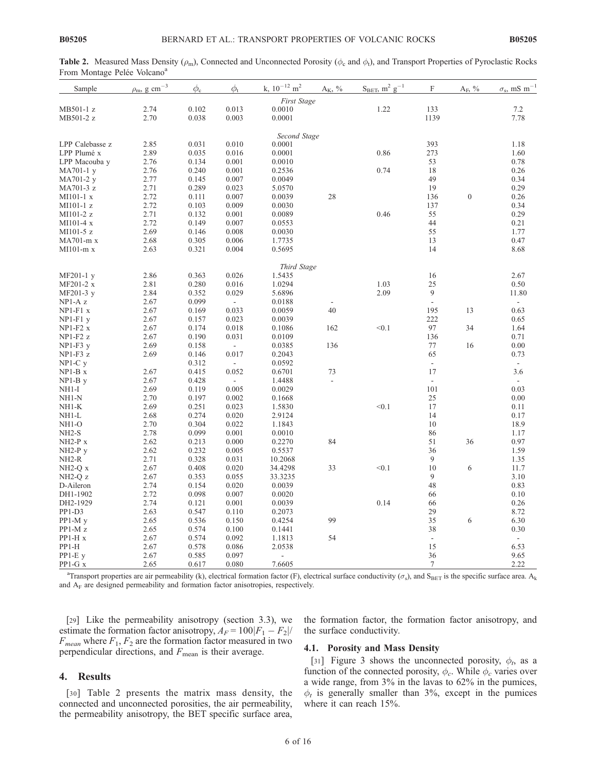**Table 2.** Measured Mass Density ($\rho_m$), Connected and Unconnected Porosity ($\phi_c$ and $\phi_t$), and Transport Properties of Pyroclastic Rocks From Montage Pelée Volcano[a]

| Sample | $\rho_m$, g cm$^{-3}$ | $\phi_c$ | $\phi_t$ | k, $10^{-12}$ m$^2$ | $A_K$, % | $S_{BET}$, m$^2$ g$^{-1}$ | F | $A_F$, % | $\sigma_s$, mS m$^{-1}$ |
|---|---|---|---|---|---|---|---|---|---|
| | | | | *First Stage* | | | | | |
| MB501-1 z | 2.74 | 0.102 | 0.013 | 0.0010 | | 1.22 | 133 | | 7.2 |
| MB501-2 z | 2.70 | 0.038 | 0.003 | 0.0001 | | | 1139 | | 7.78 |
| | | | | *Second Stage* | | | | | |
| LPP Calebasse z | 2.85 | 0.031 | 0.010 | 0.0001 | | | 393 | | 1.18 |
| LPP Plumé x | 2.89 | 0.035 | 0.016 | 0.0001 | | 0.86 | 273 | | 1.60 |
| LPP Macouba y | 2.76 | 0.134 | 0.001 | 0.0010 | | | 53 | | 0.78 |
| MA701-1 y | 2.76 | 0.240 | 0.001 | 0.2536 | | 0.74 | 18 | | 0.26 |
| MA701-2 y | 2.77 | 0.145 | 0.007 | 0.0049 | | | 49 | | 0.34 |
| MA701-3 z | 2.71 | 0.289 | 0.023 | 5.0570 | | | 19 | | 0.29 |
| MI101-1 x | 2.72 | 0.111 | 0.007 | 0.0039 | 28 | | 136 | 0 | 0.26 |
| MI101-1 z | 2.72 | 0.103 | 0.009 | 0.0030 | | | 137 | | 0.34 |
| MI101-2 z | 2.71 | 0.132 | 0.001 | 0.0089 | | 0.46 | 55 | | 0.29 |
| MI101-4 x | 2.72 | 0.149 | 0.007 | 0.0553 | | | 44 | | 0.21 |
| MI101-5 z | 2.69 | 0.146 | 0.008 | 0.0030 | | | 55 | | 1.77 |
| MA701-m x | 2.68 | 0.305 | 0.006 | 1.7735 | | | 13 | | 0.47 |
| MI101-m x | 2.63 | 0.321 | 0.004 | 0.5695 | | | 14 | | 8.68 |
| | | | | *Third Stage* | | | | | |
| MF201-1 y | 2.86 | 0.363 | 0.026 | 1.5435 | | | 16 | | 2.67 |
| MF201-2 x | 2.81 | 0.280 | 0.016 | 1.0294 | | 1.03 | 25 | | 0.50 |
| MF201-3 y | 2.84 | 0.352 | 0.029 | 5.6896 | | 2.09 | 9 | | 11.80 |
| NP1-A z | 2.67 | 0.099 | - | 0.0188 | - | | - | | - |
| NP1-F1 x | 2.67 | 0.169 | 0.033 | 0.0059 | 40 | | 195 | 13 | 0.63 |
| NP1-F1 y | 2.67 | 0.157 | 0.023 | 0.0039 | | | 222 | | 0.65 |
| NP1-F2 x | 2.67 | 0.174 | 0.018 | 0.1086 | 162 | <0.1 | 97 | 34 | 1.64 |
| NP1-F2 z | 2.67 | 0.190 | 0.031 | 0.0109 | | | 136 | | 0.71 |
| NP1-F3 y | 2.69 | 0.158 | - | 0.0385 | 136 | | 77 | 16 | 0.00 |
| NP1-F3 z | 2.69 | 0.146 | 0.017 | 0.2043 | | | 65 | | 0.73 |
| NP1-C y | | 0.312 | - | 0.0592 | | | - | | - |
| NP1-B x | 2.67 | 0.415 | 0.052 | 0.6701 | 73 | | 17 | | 3.6 |
| NP1-B y | 2.67 | 0.428 | - | 1.4488 | - | | - | | - |
| NH1-I | 2.69 | 0.119 | 0.005 | 0.0029 | | | 101 | | 0.03 |
| NH1-N | 2.70 | 0.197 | 0.002 | 0.1668 | | | 25 | | 0.00 |
| NH1-K | 2.69 | 0.251 | 0.023 | 1.5830 | | <0.1 | 17 | | 0.11 |
| NH1-L | 2.68 | 0.274 | 0.020 | 2.9124 | | | 14 | | 0.17 |
| NH1-O | 2.70 | 0.304 | 0.022 | 1.1843 | | | 10 | | 18.9 |
| NH2-S | 2.78 | 0.099 | 0.001 | 0.0010 | | | 86 | | 1.17 |
| NH2-P x | 2.62 | 0.213 | 0.000 | 0.2270 | 84 | | 51 | 36 | 0.97 |
| NH2-P y | 2.62 | 0.232 | 0.005 | 0.5537 | | | 36 | | 1.59 |
| NH2-R | 2.71 | 0.328 | 0.031 | 10.2068 | | | 9 | | 1.35 |
| NH2-Q x | 2.67 | 0.408 | 0.020 | 34.4298 | 33 | <0.1 | 10 | 6 | 11.7 |
| NH2-Q z | 2.67 | 0.353 | 0.055 | 33.3235 | | | 9 | | 3.10 |
| D-Aileron | 2.74 | 0.154 | 0.020 | 0.0039 | | | 48 | | 0.83 |
| DH1-1902 | 2.72 | 0.098 | 0.007 | 0.0020 | | | 66 | | 0.10 |
| DH2-1929 | 2.74 | 0.121 | 0.001 | 0.0039 | | 0.14 | 66 | | 0.26 |
| PP1-D3 | 2.63 | 0.547 | 0.110 | 0.2073 | | | 29 | | 8.72 |
| PP1-M y | 2.65 | 0.536 | 0.150 | 0.4254 | 99 | | 35 | 6 | 6.30 |
| PP1-M z | 2.65 | 0.574 | 0.100 | 0.1441 | | | 38 | | 0.30 |
| PP1-H x | 2.67 | 0.574 | 0.092 | 1.1813 | 54 | | - | | - |
| PP1-H | 2.67 | 0.578 | 0.086 | 2.0538 | | | 15 | | 6.53 |
| PP1-E y | 2.67 | 0.585 | 0.097 | - | | | 36 | | 9.65 |
| PP1-G x | 2.65 | 0.617 | 0.080 | 7.6605 | | | 7 | | 2.22 |

[a]Transport properties are air permeability (k), electrical formation factor (F), electrical surface conductivity ($\sigma_s$), and $S_{BET}$ is the specific surface area. $A_k$ and $A_F$ are designed permeability and formation factor anisotropies, respectively.

[29] Like the permeability anisotropy (section 3.3), we estimate the formation factor anisotropy, $A_F = 100|F_1 - F_2|/F_{mean}$ where $F_1$, $F_2$ are the formation factor measured in two perpendicular directions, and $F_{mean}$ is their average.

## 4. Results

[30] Table 2 presents the matrix mass density, the connected and unconnected porosities, the air permeability, the permeability anisotropy, the BET specific surface area, the formation factor, the formation factor anisotropy, and the surface conductivity.

### 4.1. Porosity and Mass Density

[31] Figure 3 shows the unconnected porosity, $\phi_t$, as a function of the connected porosity, $\phi_c$. While $\phi_c$ varies over a wide range, from 3% in the lavas to 62% in the pumices, $\phi_t$ is generally smaller than 3%, except in the pumices where it can reach 15%.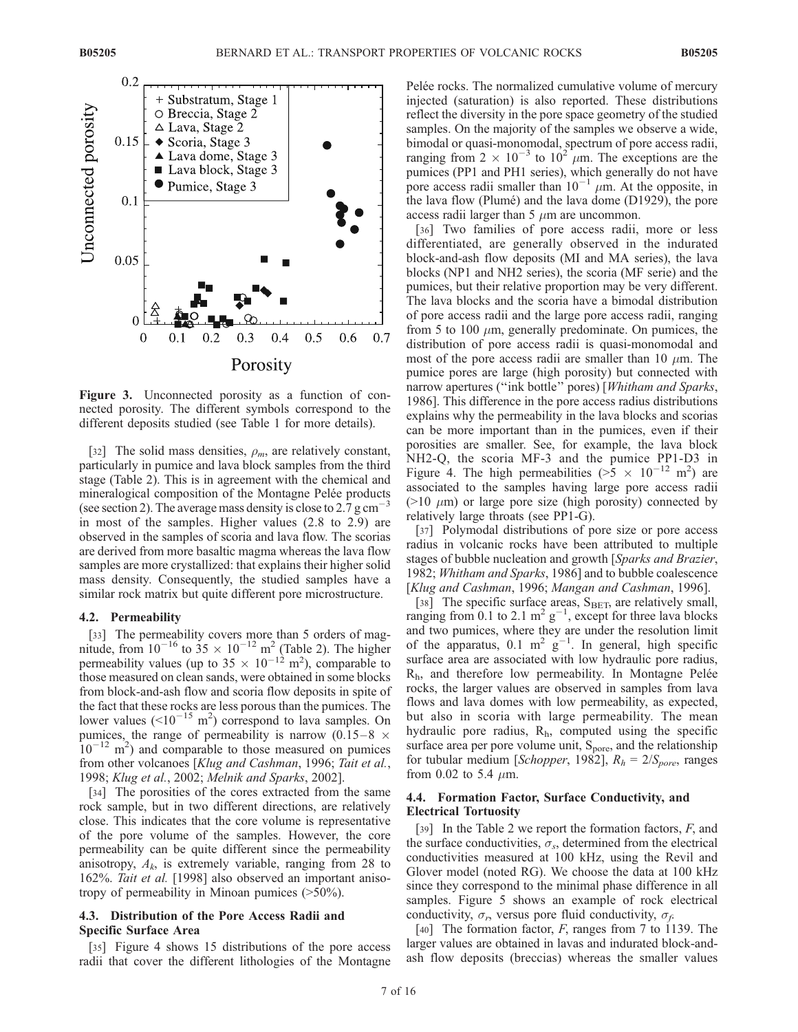**Figure 3.** Unconnected porosity as a function of connected porosity. The different symbols correspond to the different deposits studied (see Table 1 for more details).

[32] The solid mass densities, $\rho_m$, are relatively constant, particularly in pumice and lava block samples from the third stage (Table 2). This is in agreement with the chemical and mineralogical composition of the Montagne Pelée products (see section 2). The average mass density is close to 2.7 g cm$^{-3}$ in most of the samples. Higher values (2.8 to 2.9) are observed in the samples of scoria and lava flow. The scorias are derived from more basaltic magma whereas the lava flow samples are more crystallized: that explains their higher solid mass density. Consequently, the studied samples have a similar rock matrix but quite different pore microstructure.

### 4.2. Permeability

[33] The permeability covers more than 5 orders of magnitude, from $10^{-16}$ to $35 \times 10^{-12}$ m$^2$ (Table 2). The higher permeability values (up to $35 \times 10^{-12}$ m$^2$), comparable to those measured on clean sands, were obtained in some blocks from block-and-ash flow and scoria flow deposits in spite of the fact that these rocks are less porous than the pumices. The lower values ($<10^{-15}$ m$^2$) correspond to lava samples. On pumices, the range of permeability is narrow ($0.15–8 \times 10^{-12}$ m$^2$) and comparable to those measured on pumices from other volcanoes [*Klug and Cashman*, 1996; *Tait et al.*, 1998; *Klug et al.*, 2002; *Melnik and Sparks*, 2002].

[34] The porosities of the cores extracted from the same rock sample, but in two different directions, are relatively close. This indicates that the core volume is representative of the pore volume of the samples. However, the core permeability can be quite different since the permeability anisotropy, $A_k$, is extremely variable, ranging from 28 to 162%. *Tait et al.* [1998] also observed an important anisotropy of permeability in Minoan pumices (>50%).

### 4.3. Distribution of the Pore Access Radii and Specific Surface Area

[35] Figure 4 shows 15 distributions of the pore access radii that cover the different lithologies of the Montagne Pelée rocks. The normalized cumulative volume of mercury injected (saturation) is also reported. These distributions reflect the diversity in the pore space geometry of the studied samples. On the majority of the samples we observe a wide, bimodal or quasi-monomodal, spectrum of pore access radii, ranging from $2 \times 10^{-3}$ to $10^2$ $\mu$m. The exceptions are the pumices (PP1 and PH1 series), which generally do not have pore access radii smaller than $10^{-1}$ $\mu$m. At the opposite, in the lava flow (Plumé) and the lava dome (D1929), the pore access radii larger than 5 $\mu$m are uncommon.

[36] Two families of pore access radii, more or less differentiated, are generally observed in the indurated block-and-ash flow deposits (MI and MA series), the lava blocks (NP1 and NH2 series), the scoria (MF serie) and the pumices, but their relative proportion may be very different. The lava blocks and the scoria have a bimodal distribution of pore access radii and the large pore access radii, ranging from 5 to 100 $\mu$m, generally predominate. On pumices, the distribution of pore access radii is quasi-monomodal and most of the pore access radii are smaller than 10 $\mu$m. The pumice pores are large (high porosity) but connected with narrow apertures ("ink bottle" pores) [*Whitham and Sparks*, 1986]. This difference in the pore access radius distributions explains why the permeability in the lava blocks and scorias can be more important than in the pumices, even if their porosities are smaller. See, for example, the lava block NH2-Q, the scoria MF-3 and the pumice PP1-D3 in Figure 4. The high permeabilities ($>5 \times 10^{-12}$ m$^2$) are associated to the samples having large pore access radii (>10 $\mu$m) or large pore size (high porosity) connected by relatively large throats (see PP1-G).

[37] Polymodal distributions of pore size or pore access radius in volcanic rocks have been attributed to multiple stages of bubble nucleation and growth [*Sparks and Brazier*, 1982; *Whitham and Sparks*, 1986] and to bubble coalescence [*Klug and Cashman*, 1996; *Mangan and Cashman*, 1996].

[38] The specific surface areas, $S_{BET}$, are relatively small, ranging from 0.1 to 2.1 m$^2$ g$^{-1}$, except for three lava blocks and two pumices, where they are under the resolution limit of the apparatus, 0.1 m$^2$ g$^{-1}$. In general, high specific surface area are associated with low hydraulic pore radius, $R_h$, and therefore low permeability. In Montagne Pelée rocks, the larger values are observed in samples from lava flows and lava domes with low permeability, as expected, but also in scoria with large permeability. The mean hydraulic pore radius, $R_h$, computed using the specific surface area per pore volume unit, $S_{pore}$, and the relationship for tubular medium [*Schopper*, 1982], $R_h = 2/S_{pore}$, ranges from 0.02 to 5.4 $\mu$m.

### 4.4. Formation Factor, Surface Conductivity, and Electrical Tortuosity

[39] In the Table 2 we report the formation factors, $F$, and the surface conductivities, $\sigma_s$, determined from the electrical conductivities measured at 100 kHz, using the Revil and Glover model (noted RG). We choose the data at 100 kHz since they correspond to the minimal phase difference in all samples. Figure 5 shows an example of rock electrical conductivity, $\sigma_r$, versus pore fluid conductivity, $\sigma_f$.

[40] The formation factor, $F$, ranges from 7 to 1139. The larger values are obtained in lavas and indurated block-and-ash flow deposits (breccias) whereas the smaller values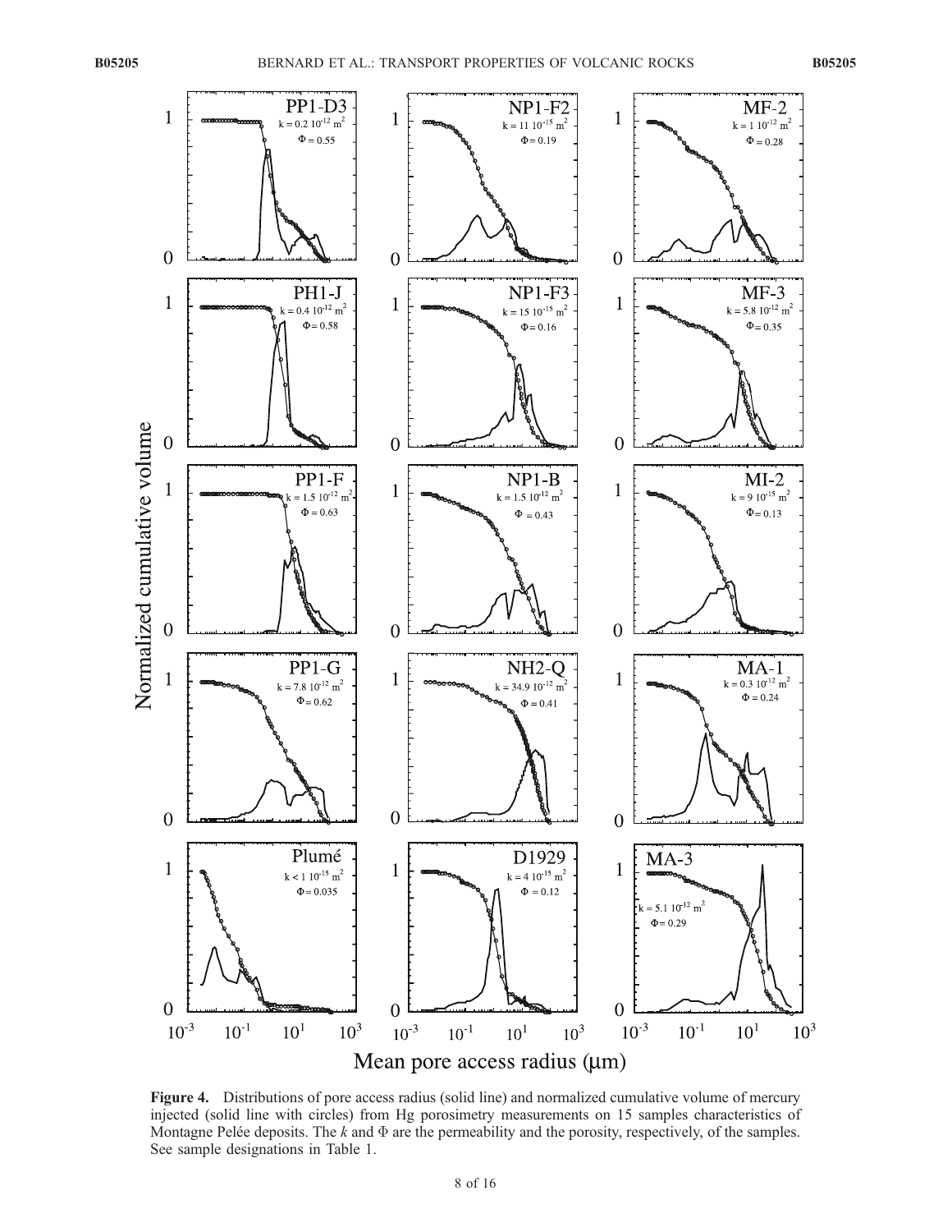**Figure 4.** Distributions of pore access radius (solid line) and normalized cumulative volume of mercury injected (solid line with circles) from Hg porosimetry measurements on 15 samples characteristics of Montagne Pelée deposits. The $k$ and $\Phi$ are the permeability and the porosity, respectively, of the samples. See sample designations in Table 1.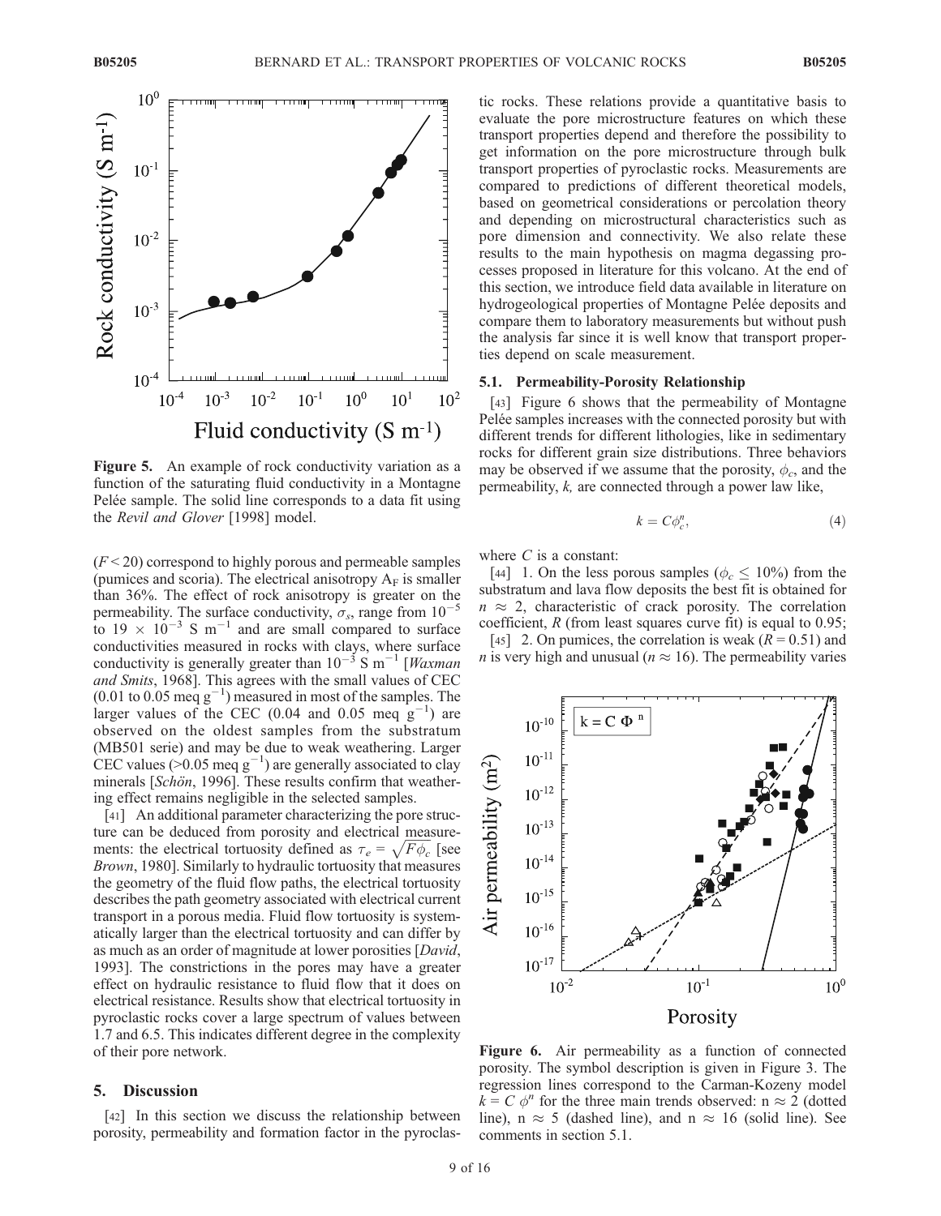Figure 5. An example of rock conductivity variation as a function of the saturating fluid conductivity in a Montagne Pelée sample. The solid line corresponds to a data fit using the *Revil and Glover* [1998] model.

($F < 20$) correspond to highly porous and permeable samples (pumices and scoria). The electrical anisotropy $A_F$ is smaller than 36%. The effect of rock anisotropy is greater on the permeability. The surface conductivity, $\sigma_s$, range from $10^{-5}$ to $19 \times 10^{-3}$ S m$^{-1}$ and are small compared to surface conductivities measured in rocks with clays, where surface conductivity is generally greater than $10^{-3}$ S m$^{-1}$ [*Waxman and Smits*, 1968]. This agrees with the small values of CEC (0.01 to 0.05 meq g$^{-1}$) measured in most of the samples. The larger values of the CEC (0.04 and 0.05 meq g$^{-1}$) are observed on the oldest samples from the substratum (MB501 serie) and may be due to weak weathering. Larger CEC values (>0.05 meq g$^{-1}$) are generally associated to clay minerals [*Schön*, 1996]. These results confirm that weathering effect remains negligible in the selected samples.

[41] An additional parameter characterizing the pore structure can be deduced from porosity and electrical measurements: the electrical tortuosity defined as $\tau_e = \sqrt{F\phi_c}$ [see *Brown*, 1980]. Similarly to hydraulic tortuosity that measures the geometry of the fluid flow paths, the electrical tortuosity describes the path geometry associated with electrical current transport in a porous media. Fluid flow tortuosity is systematically larger than the electrical tortuosity and can differ by as much as an order of magnitude at lower porosities [*David*, 1993]. The constrictions in the pores may have a greater effect on hydraulic resistance to fluid flow that it does on electrical resistance. Results show that electrical tortuosity in pyroclastic rocks cover a large spectrum of values between 1.7 and 6.5. This indicates different degree in the complexity of their pore network.

## 5. Discussion

[42] In this section we discuss the relationship between porosity, permeability and formation factor in the pyroclastic rocks. These relations provide a quantitative basis to evaluate the pore microstructure features on which these transport properties depend and therefore the possibility to get information on the pore microstructure through bulk transport properties of pyroclastic rocks. Measurements are compared to predictions of different theoretical models, based on geometrical considerations or percolation theory and depending on microstructural characteristics such as pore dimension and connectivity. We also relate these results to the main hypothesis on magma degassing processes proposed in literature for this volcano. At the end of this section, we introduce field data available in literature on hydrogeological properties of Montagne Pelée deposits and compare them to laboratory measurements but without push the analysis far since it is well know that transport properties depend on scale measurement.

### 5.1. Permeability-Porosity Relationship

[43] Figure 6 shows that the permeability of Montagne Pelée samples increases with the connected porosity but with different trends for different lithologies, like in sedimentary rocks for different grain size distributions. Three behaviors may be observed if we assume that the porosity, $\phi_c$, and the permeability, $k$, are connected through a power law like,

$$k = C\phi_c^n, \tag{4}$$

where $C$ is a constant:

[44] 1. On the less porous samples ($\phi_c \leq 10\%$) from the substratum and lava flow deposits the best fit is obtained for $n \approx 2$, characteristic of crack porosity. The correlation coefficient, $R$ (from least squares curve fit) is equal to 0.95;

[45] 2. On pumices, the correlation is weak ($R = 0.51$) and $n$ is very high and unusual ($n \approx 16$). The permeability varies

Figure 6. Air permeability as a function of connected porosity. The symbol description is given in Figure 3. The regression lines correspond to the Carman-Kozeny model $k = C\,\phi^n$ for the three main trends observed: n ≈ 2 (dotted line), n ≈ 5 (dashed line), and n ≈ 16 (solid line). See comments in section 5.1.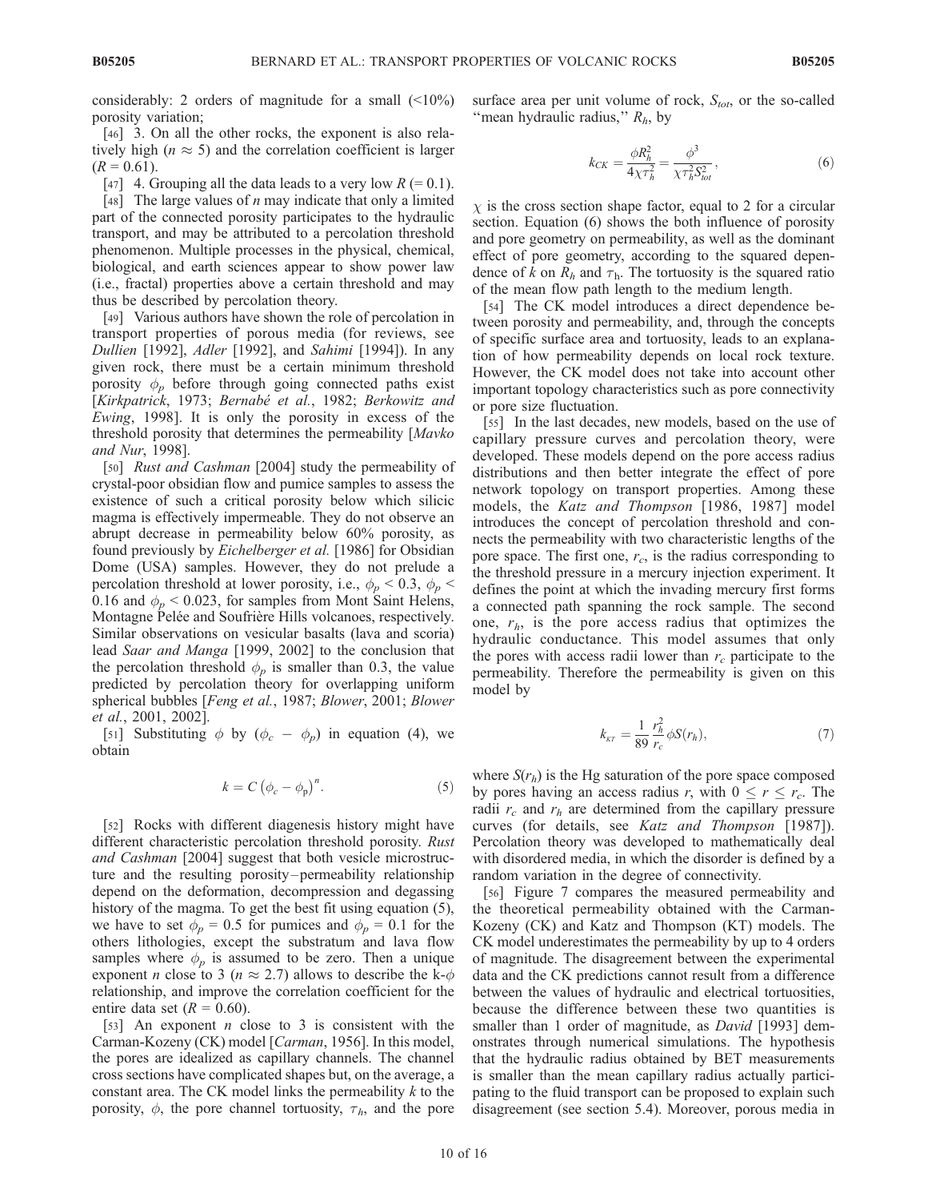considerably: 2 orders of magnitude for a small (<10%) porosity variation;

[46] 3. On all the other rocks, the exponent is also relatively high ($n \approx 5$) and the correlation coefficient is larger ($R = 0.61$).

[47] 4. Grouping all the data leads to a very low $R$ (= 0.1).

[48] The large values of $n$ may indicate that only a limited part of the connected porosity participates to the hydraulic transport, and may be attributed to a percolation threshold phenomenon. Multiple processes in the physical, chemical, biological, and earth sciences appear to show power law (i.e., fractal) properties above a certain threshold and may thus be described by percolation theory.

[49] Various authors have shown the role of percolation in transport properties of porous media (for reviews, see *Dullien* [1992], *Adler* [1992], and *Sahimi* [1994]). In any given rock, there must be a certain minimum threshold porosity $\phi_p$ before through going connected paths exist [*Kirkpatrick*, 1973; *Bernabé et al.*, 1982; *Berkowitz and Ewing*, 1998]. It is only the porosity in excess of the threshold porosity that determines the permeability [*Mavko and Nur*, 1998].

[50] *Rust and Cashman* [2004] study the permeability of crystal-poor obsidian flow and pumice samples to assess the existence of such a critical porosity below which silicic magma is effectively impermeable. They do not observe an abrupt decrease in permeability below 60% porosity, as found previously by *Eichelberger et al.* [1986] for Obsidian Dome (USA) samples. However, they do not prelude a percolation threshold at lower porosity, i.e., $\phi_p < 0.3$, $\phi_p < 0.16$ and $\phi_p < 0.023$, for samples from Mont Saint Helens, Montagne Pelée and Soufrière Hills volcanoes, respectively. Similar observations on vesicular basalts (lava and scoria) lead *Saar and Manga* [1999, 2002] to the conclusion that the percolation threshold $\phi_p$ is smaller than 0.3, the value predicted by percolation theory for overlapping uniform spherical bubbles [*Feng et al.*, 1987; *Blower*, 2001; *Blower et al.*, 2001, 2002].

[51] Substituting $\phi$ by ($\phi_c - \phi_p$) in equation (4), we obtain

$$k = C\left(\phi_c - \phi_p\right)^n. \tag{5}$$

[52] Rocks with different diagenesis history might have different characteristic percolation threshold porosity. *Rust and Cashman* [2004] suggest that both vesicle microstructure and the resulting porosity–permeability relationship depend on the deformation, decompression and degassing history of the magma. To get the best fit using equation (5), we have to set $\phi_p = 0.5$ for pumices and $\phi_p = 0.1$ for the others lithologies, except the substratum and lava flow samples where $\phi_p$ is assumed to be zero. Then a unique exponent $n$ close to 3 ($n \approx 2.7$) allows to describe the k-$\phi$ relationship, and improve the correlation coefficient for the entire data set ($R = 0.60$).

[53] An exponent $n$ close to 3 is consistent with the Carman-Kozeny (CK) model [*Carman*, 1956]. In this model, the pores are idealized as capillary channels. The channel cross sections have complicated shapes but, on the average, a constant area. The CK model links the permeability $k$ to the porosity, $\phi$, the pore channel tortuosity, $\tau_h$, and the pore surface area per unit volume of rock, $S_{tot}$, or the so-called "mean hydraulic radius," $R_h$, by

$$k_{CK} = \frac{\phi R_h^2}{4\chi\tau_h^2} = \frac{\phi^3}{\chi\tau_h^2 S_{tot}^2}, \tag{6}$$

$\chi$ is the cross section shape factor, equal to 2 for a circular section. Equation (6) shows the both influence of porosity and pore geometry on permeability, as well as the dominant effect of pore geometry, according to the squared dependence of $k$ on $R_h$ and $\tau_h$. The tortuosity is the squared ratio of the mean flow path length to the medium length.

[54] The CK model introduces a direct dependence between porosity and permeability, and, through the concepts of specific surface area and tortuosity, leads to an explanation of how permeability depends on local rock texture. However, the CK model does not take into account other important topology characteristics such as pore connectivity or pore size fluctuation.

[55] In the last decades, new models, based on the use of capillary pressure curves and percolation theory, were developed. These models depend on the pore access radius distributions and then better integrate the effect of pore network topology on transport properties. Among these models, the *Katz and Thompson* [1986, 1987] model introduces the concept of percolation threshold and connects the permeability with two characteristic lengths of the pore space. The first one, $r_c$, is the radius corresponding to the threshold pressure in a mercury injection experiment. It defines the point at which the invading mercury first forms a connected path spanning the rock sample. The second one, $r_h$, is the pore access radius that optimizes the hydraulic conductance. This model assumes that only the pores with access radii lower than $r_c$ participate to the permeability. Therefore the permeability is given on this model by

$$k_{KT} = \frac{1}{89}\frac{r_h^2}{r_c}\phi S(r_h), \tag{7}$$

where $S(r_h)$ is the Hg saturation of the pore space composed by pores having an access radius $r$, with $0 \leq r \leq r_c$. The radii $r_c$ and $r_h$ are determined from the capillary pressure curves (for details, see *Katz and Thompson* [1987]). Percolation theory was developed to mathematically deal with disordered media, in which the disorder is defined by a random variation in the degree of connectivity.

[56] Figure 7 compares the measured permeability and the theoretical permeability obtained with the Carman-Kozeny (CK) and Katz and Thompson (KT) models. The CK model underestimates the permeability by up to 4 orders of magnitude. The disagreement between the experimental data and the CK predictions cannot result from a difference between the values of hydraulic and electrical tortuosities, because the difference between these two quantities is smaller than 1 order of magnitude, as *David* [1993] demonstrates through numerical simulations. The hypothesis that the hydraulic radius obtained by BET measurements is smaller than the mean capillary radius actually participating to the fluid transport can be proposed to explain such disagreement (see section 5.4). Moreover, porous media in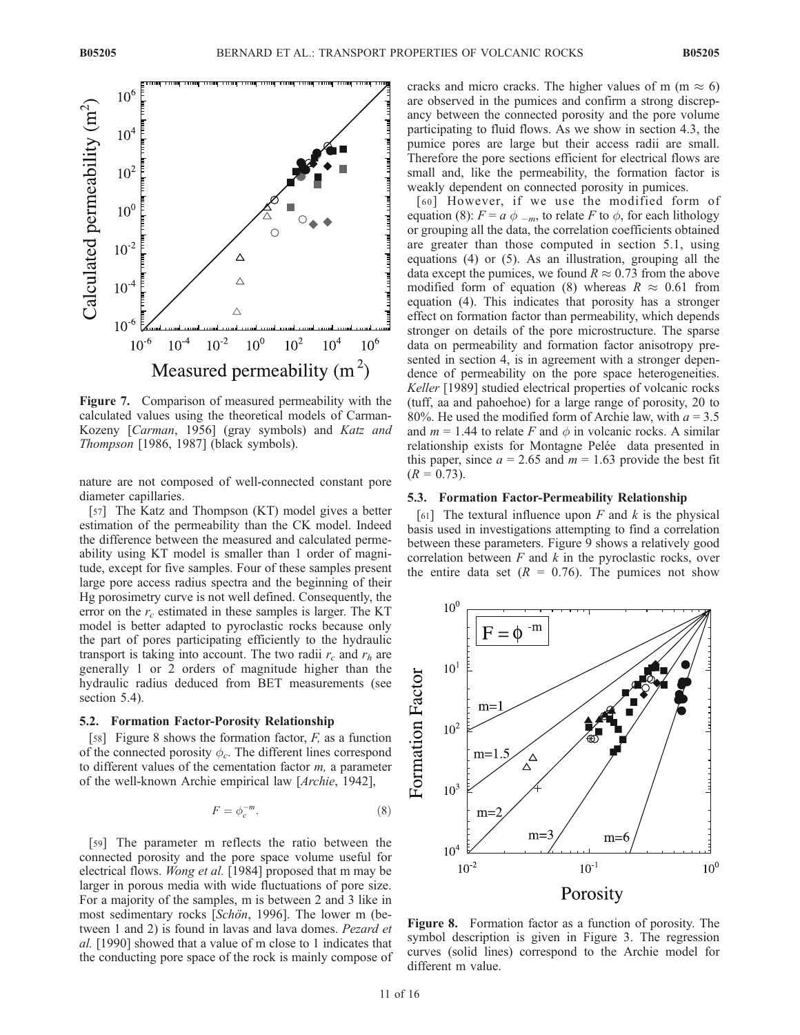Figure 7. Comparison of measured permeability with the calculated values using the theoretical models of Carman-Kozeny [*Carman*, 1956] (gray symbols) and *Katz and Thompson* [1986, 1987] (black symbols).

nature are not composed of well-connected constant pore diameter capillaries.

[57] The Katz and Thompson (KT) model gives a better estimation of the permeability than the CK model. Indeed the difference between the measured and calculated permeability using KT model is smaller than 1 order of magnitude, except for five samples. Four of these samples present large pore access radius spectra and the beginning of their Hg porosimetry curve is not well defined. Consequently, the error on the $r_c$ estimated in these samples is larger. The KT model is better adapted to pyroclastic rocks because only the part of pores participating efficiently to the hydraulic transport is taking into account. The two radii $r_c$ and $r_h$ are generally 1 or 2 orders of magnitude higher than the hydraulic radius deduced from BET measurements (see section 5.4).

### 5.2. Formation Factor-Porosity Relationship

[58] Figure 8 shows the formation factor, $F$, as a function of the connected porosity $\phi_c$. The different lines correspond to different values of the cementation factor $m$, a parameter of the well-known Archie empirical law [*Archie*, 1942],

$$F = \phi_c^{-m}. \tag{8}$$

[59] The parameter m reflects the ratio between the connected porosity and the pore space volume useful for electrical flows. *Wong et al.* [1984] proposed that m may be larger in porous media with wide fluctuations of pore size. For a majority of the samples, m is between 2 and 3 like in most sedimentary rocks [*Schön*, 1996]. The lower m (between 1 and 2) is found in lavas and lava domes. *Pezard et al.* [1990] showed that a value of m close to 1 indicates that the conducting pore space of the rock is mainly compose of cracks and micro cracks. The higher values of m ($m \approx 6$) are observed in the pumices and confirm a strong discrepancy between the connected porosity and the pore volume participating to fluid flows. As we show in section 4.3, the pumice pores are large but their access radii are small. Therefore the pore sections efficient for electrical flows are small and, like the permeability, the formation factor is weakly dependent on connected porosity in pumices.

[60] However, if we use the modified form of equation (8): $F = a\,\phi^{-m}$, to relate $F$ to $\phi$, for each lithology or grouping all the data, the correlation coefficients obtained are greater than those computed in section 5.1, using equations (4) or (5). As an illustration, grouping all the data except the pumices, we found $R \approx 0.73$ from the above modified form of equation (8) whereas $R \approx 0.61$ from equation (4). This indicates that porosity has a stronger effect on formation factor than permeability, which depends stronger on details of the pore microstructure. The sparse data on permeability and formation factor anisotropy presented in section 4, is in agreement with a stronger dependence of permeability on the pore space heterogeneities. *Keller* [1989] studied electrical properties of volcanic rocks (tuff, aa and pahoehoe) for a large range of porosity, 20 to 80%. He used the modified form of Archie law, with $a = 3.5$ and $m = 1.44$ to relate $F$ and $\phi$ in volcanic rocks. A similar relationship exists for Montagne Pelée data presented in this paper, since $a = 2.65$ and $m = 1.63$ provide the best fit ($R = 0.73$).

### 5.3. Formation Factor-Permeability Relationship

[61] The textural influence upon $F$ and $k$ is the physical basis used in investigations attempting to find a correlation between these parameters. Figure 9 shows a relatively good correlation between $F$ and $k$ in the pyroclastic rocks, over the entire data set ($R = 0.76$). The pumices not show

Figure 8. Formation factor as a function of porosity. The symbol description is given in Figure 3. The regression curves (solid lines) correspond to the Archie model for different m value.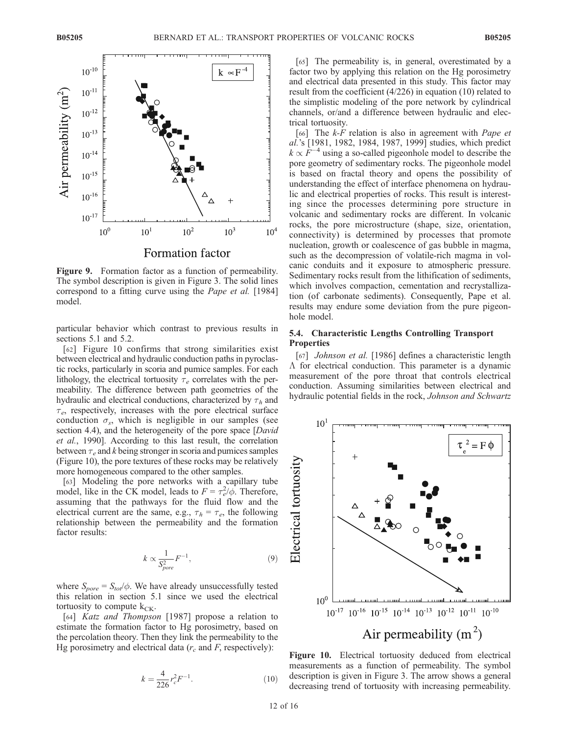**Figure 9.** Formation factor as a function of permeability. The symbol description is given in Figure 3. The solid lines correspond to a fitting curve using the *Pape et al.* [1984] model.

particular behavior which contrast to previous results in sections 5.1 and 5.2.

[62] Figure 10 confirms that strong similarities exist between electrical and hydraulic conduction paths in pyroclastic rocks, particularly in scoria and pumice samples. For each lithology, the electrical tortuosity $\tau_e$ correlates with the permeability. The difference between path geometries of the hydraulic and electrical conductions, characterized by $\tau_h$ and $\tau_e$, respectively, increases with the pore electrical surface conduction $\sigma_s$, which is negligible in our samples (see section 4.4), and the heterogeneity of the pore space [*David et al.*, 1990]. According to this last result, the correlation between $\tau_e$ and $k$ being stronger in scoria and pumices samples (Figure 10), the pore textures of these rocks may be relatively more homogeneous compared to the other samples.

[63] Modeling the pore networks with a capillary tube model, like in the CK model, leads to $F = \tau_e^2/\phi$. Therefore, assuming that the pathways for the fluid flow and the electrical current are the same, e.g., $\tau_h = \tau_e$, the following relationship between the permeability and the formation factor results:

$$k \propto \frac{1}{S_{pore}^2} F^{-1}, \tag{9}$$

where $S_{pore} = S_{tot}/\phi$. We have already unsuccessfully tested this relation in section 5.1 since we used the electrical tortuosity to compute $k_{CK}$.

[64] *Katz and Thompson* [1987] propose a relation to estimate the formation factor to Hg porosimetry, based on the percolation theory. Then they link the permeability to the Hg porosimetry and electrical data ($r_c$ and $F$, respectively):

$$k = \frac{4}{226} r_c^2 F^{-1}. \tag{10}$$

[65] The permeability is, in general, overestimated by a factor two by applying this relation on the Hg porosimetry and electrical data presented in this study. This factor may result from the coefficient (4/226) in equation (10) related to the simplistic modeling of the pore network by cylindrical channels, or/and a difference between hydraulic and electrical tortuosity.

[66] The $k$-$F$ relation is also in agreement with *Pape et al.*'s [1981, 1982, 1984, 1987, 1999] studies, which predict $k \propto F^{-4}$ using a so-called pigeonhole model to describe the pore geometry of sedimentary rocks. The pigeonhole model is based on fractal theory and opens the possibility of understanding the effect of interface phenomena on hydraulic and electrical properties of rocks. This result is interesting since the processes determining pore structure in volcanic and sedimentary rocks are different. In volcanic rocks, the pore microstructure (shape, size, orientation, connectivity) is determined by processes that promote nucleation, growth or coalescence of gas bubble in magma, such as the decompression of volatile-rich magma in volcanic conduits and it exposure to atmospheric pressure. Sedimentary rocks result from the lithification of sediments, which involves compaction, cementation and recrystallization (of carbonate sediments). Consequently, Pape et al. results may endure some deviation from the pure pigeonhole model.

### 5.4. Characteristic Lengths Controlling Transport Properties

[67] *Johnson et al.* [1986] defines a characteristic length $\Lambda$ for electrical conduction. This parameter is a dynamic measurement of the pore throat that controls electrical conduction. Assuming similarities between electrical and hydraulic potential fields in the rock, *Johnson and Schwartz*

**Figure 10.** Electrical tortuosity deduced from electrical measurements as a function of permeability. The symbol description is given in Figure 3. The arrow shows a general decreasing trend of tortuosity with increasing permeability.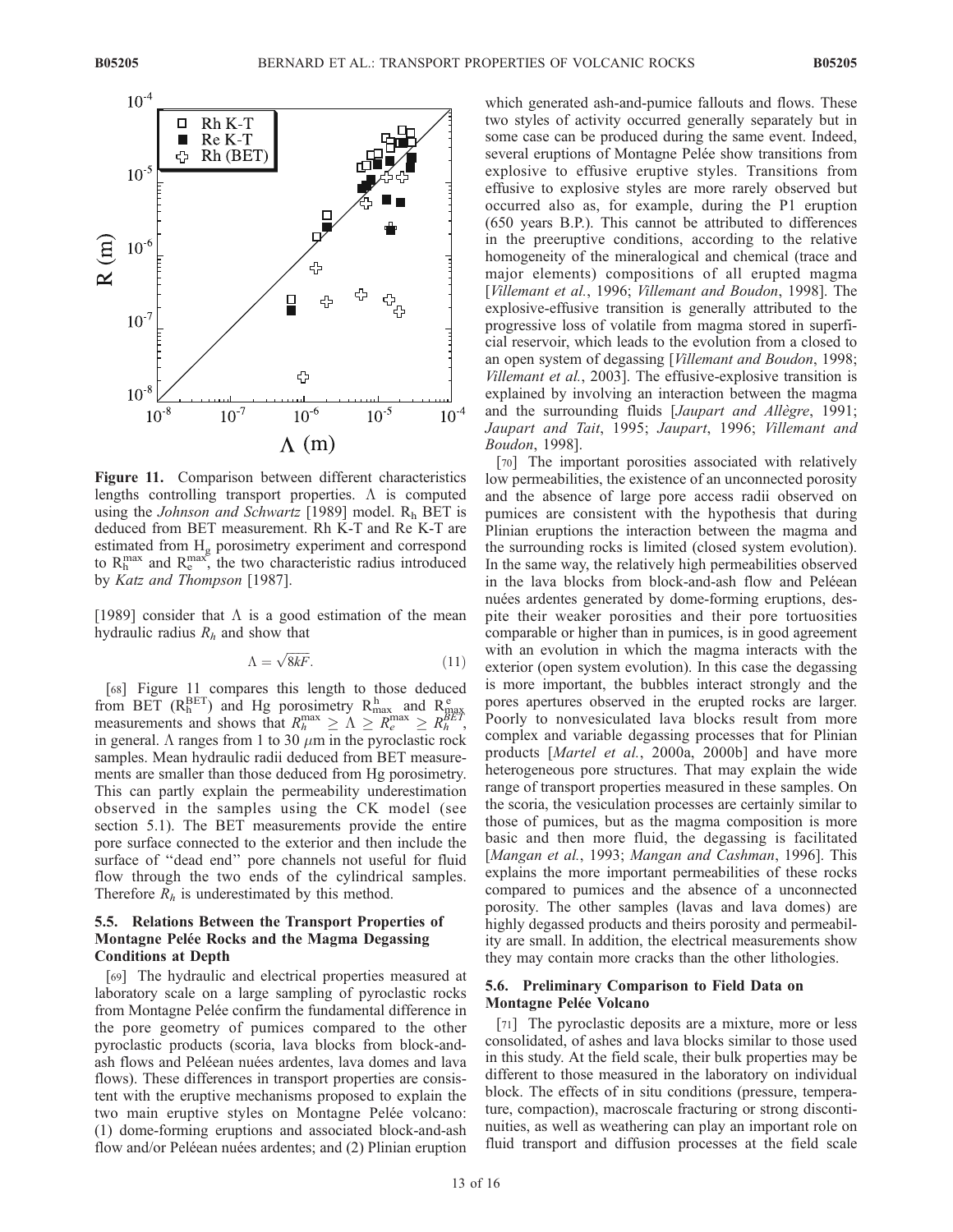**Figure 11.** Comparison between different characteristics lengths controlling transport properties. $\Lambda$ is computed using the *Johnson and Schwartz* [1989] model. $R_h$ BET is deduced from BET measurement. Rh K-T and Re K-T are estimated from $H_g$ porosimetry experiment and correspond to $R_h^{max}$ and $R_e^{max}$, the two characteristic radius introduced by *Katz and Thompson* [1987].

[1989] consider that $\Lambda$ is a good estimation of the mean hydraulic radius $R_h$ and show that

$$\Lambda = \sqrt{8kF}. \tag{11}$$

[68] Figure 11 compares this length to those deduced from BET ($R_h^{BET}$) and Hg porosimetry $R_{max}^h$ and $R_{max}^e$ measurements and shows that $R_h^{max} \geq \Lambda \geq R_e^{max} \geq R_h^{BET}$, in general. $\Lambda$ ranges from 1 to 30 $\mu$m in the pyroclastic rock samples. Mean hydraulic radii deduced from BET measurements are smaller than those deduced from Hg porosimetry. This can partly explain the permeability underestimation observed in the samples using the CK model (see section 5.1). The BET measurements provide the entire pore surface connected to the exterior and then include the surface of "dead end" pore channels not useful for fluid flow through the two ends of the cylindrical samples. Therefore $R_h$ is underestimated by this method.

### 5.5. Relations Between the Transport Properties of Montagne Pelée Rocks and the Magma Degassing Conditions at Depth

[69] The hydraulic and electrical properties measured at laboratory scale on a large sampling of pyroclastic rocks from Montagne Pelée confirm the fundamental difference in the pore geometry of pumices compared to the other pyroclastic products (scoria, lava blocks from block-and-ash flows and Peléean nuées ardentes, lava domes and lava flows). These differences in transport properties are consistent with the eruptive mechanisms proposed to explain the two main eruptive styles on Montagne Pelée volcano: (1) dome-forming eruptions and associated block-and-ash flow and/or Peléean nuées ardentes; and (2) Plinian eruption which generated ash-and-pumice fallouts and flows. These two styles of activity occurred generally separately but in some case can be produced during the same event. Indeed, several eruptions of Montagne Pelée show transitions from explosive to effusive eruptive styles. Transitions from effusive to explosive styles are more rarely observed but occurred also as, for example, during the P1 eruption (650 years B.P.). This cannot be attributed to differences in the preeruptive conditions, according to the relative homogeneity of the mineralogical and chemical (trace and major elements) compositions of all erupted magma [*Villemant et al.*, 1996; *Villemant and Boudon*, 1998]. The explosive-effusive transition is generally attributed to the progressive loss of volatile from magma stored in superficial reservoir, which leads to the evolution from a closed to an open system of degassing [*Villemant and Boudon*, 1998; *Villemant et al.*, 2003]. The effusive-explosive transition is explained by involving an interaction between the magma and the surrounding fluids [*Jaupart and Allègre*, 1991; *Jaupart and Tait*, 1995; *Jaupart*, 1996; *Villemant and Boudon*, 1998].

[70] The important porosities associated with relatively low permeabilities, the existence of an unconnected porosity and the absence of large pore access radii observed on pumices are consistent with the hypothesis that during Plinian eruptions the interaction between the magma and the surrounding rocks is limited (closed system evolution). In the same way, the relatively high permeabilities observed in the lava blocks from block-and-ash flow and Peléean nuées ardentes generated by dome-forming eruptions, despite their weaker porosities and their pore tortuosities comparable or higher than in pumices, is in good agreement with an evolution in which the magma interacts with the exterior (open system evolution). In this case the degassing is more important, the bubbles interact strongly and the pores apertures observed in the erupted rocks are larger. Poorly to nonvesiculated lava blocks result from more complex and variable degassing processes that for Plinian products [*Martel et al.*, 2000a, 2000b] and have more heterogeneous pore structures. That may explain the wide range of transport properties measured in these samples. On the scoria, the vesiculation processes are certainly similar to those of pumices, but as the magma composition is more basic and then more fluid, the degassing is facilitated [*Mangan et al.*, 1993; *Mangan and Cashman*, 1996]. This explains the more important permeabilities of these rocks compared to pumices and the absence of a unconnected porosity. The other samples (lavas and lava domes) are highly degassed products and theirs porosity and permeability are small. In addition, the electrical measurements show they may contain more cracks than the other lithologies.

### 5.6. Preliminary Comparison to Field Data on Montagne Pelée Volcano

[71] The pyroclastic deposits are a mixture, more or less consolidated, of ashes and lava blocks similar to those used in this study. At the field scale, their bulk properties may be different to those measured in the laboratory on individual block. The effects of in situ conditions (pressure, temperature, compaction), macroscale fracturing or strong discontinuities, as well as weathering can play an important role on fluid transport and diffusion processes at the field scale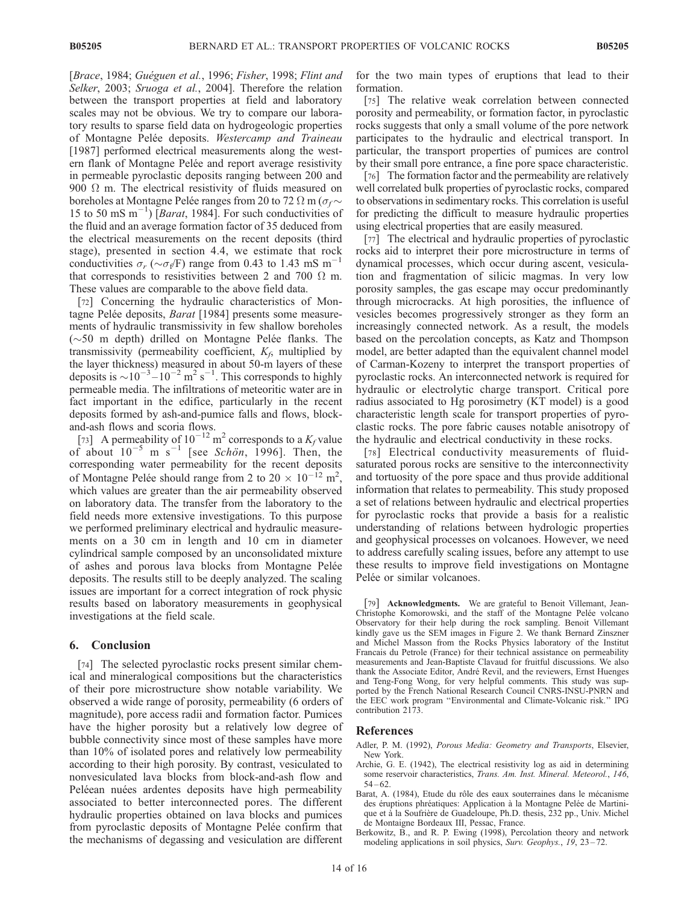[*Brace*, 1984; *Guéguen et al.*, 1996; *Fisher*, 1998; *Flint and Selker*, 2003; *Sruoga et al.*, 2004]. Therefore the relation between the transport properties at field and laboratory scales may not be obvious. We try to compare our laboratory results to sparse field data on hydrogeologic properties of Montagne Pelée deposits. *Westercamp and Traineau* [1987] performed electrical measurements along the western flank of Montagne Pelée and report average resistivity in permeable pyroclastic deposits ranging between 200 and 900 Ω m. The electrical resistivity of fluids measured on boreholes at Montagne Pelée ranges from 20 to 72 Ω m ($\sigma_f \sim$ 15 to 50 mS m$^{-1}$) [*Barat*, 1984]. For such conductivities of the fluid and an average formation factor of 35 deduced from the electrical measurements on the recent deposits (third stage), presented in section 4.4, we estimate that rock conductivities $\sigma_r$ ($\sim\sigma_f$/F) range from 0.43 to 1.43 mS m$^{-1}$ that corresponds to resistivities between 2 and 700 Ω m. These values are comparable to the above field data.

[72] Concerning the hydraulic characteristics of Montagne Pelée deposits, *Barat* [1984] presents some measurements of hydraulic transmissivity in few shallow boreholes (~50 m depth) drilled on Montagne Pelée flanks. The transmissivity (permeability coefficient, $K_f$, multiplied by the layer thickness) measured in about 50-m layers of these deposits is $\sim 10^{-3}$–$10^{-2}$ m$^2$ s$^{-1}$. This corresponds to highly permeable media. The infiltrations of meteoritic water are in fact important in the edifice, particularly in the recent deposits formed by ash-and-pumice falls and flows, block-and-ash flows and scoria flows.

[73] A permeability of $10^{-12}$ m$^2$ corresponds to a $K_f$ value of about $10^{-5}$ m s$^{-1}$ [see *Schön*, 1996]. Then, the corresponding water permeability for the recent deposits of Montagne Pelée should range from 2 to $20 \times 10^{-12}$ m$^2$, which values are greater than the air permeability observed on laboratory data. The transfer from the laboratory to the field needs more extensive investigations. To this purpose we performed preliminary electrical and hydraulic measurements on a 30 cm in length and 10 cm in diameter cylindrical sample composed by an unconsolidated mixture of ashes and porous lava blocks from Montagne Pelée deposits. The results still to be deeply analyzed. The scaling issues are important for a correct integration of rock physic results based on laboratory measurements in geophysical investigations at the field scale.

## 6. Conclusion

[74] The selected pyroclastic rocks present similar chemical and mineralogical compositions but the characteristics of their pore microstructure show notable variability. We observed a wide range of porosity, permeability (6 orders of magnitude), pore access radii and formation factor. Pumices have the higher porosity but a relatively low degree of bubble connectivity since most of these samples have more than 10% of isolated pores and relatively low permeability according to their high porosity. By contrast, vesiculated to nonvesiculated lava blocks from block-and-ash flow and Peléean nuées ardentes deposits have high permeability associated to better interconnected pores. The different hydraulic properties obtained on lava blocks and pumices from pyroclastic deposits of Montagne Pelée confirm that the mechanisms of degassing and vesiculation are different for the two main types of eruptions that lead to their formation.

[75] The relative weak correlation between connected porosity and permeability, or formation factor, in pyroclastic rocks suggests that only a small volume of the pore network participates to the hydraulic and electrical transport. In particular, the transport properties of pumices are control by their small pore entrance, a fine pore space characteristic.

[76] The formation factor and the permeability are relatively well correlated bulk properties of pyroclastic rocks, compared to observations in sedimentary rocks. This correlation is useful for predicting the difficult to measure hydraulic properties using electrical properties that are easily measured.

[77] The electrical and hydraulic properties of pyroclastic rocks aid to interpret their pore microstructure in terms of dynamical processes, which occur during ascent, vesiculation and fragmentation of silicic magmas. In very low porosity samples, the gas escape may occur predominantly through microcracks. At high porosities, the influence of vesicles becomes progressively stronger as they form an increasingly connected network. As a result, the models based on the percolation concepts, as Katz and Thompson model, are better adapted than the equivalent channel model of Carman-Kozeny to interpret the transport properties of pyroclastic rocks. An interconnected network is required for hydraulic or electrolytic charge transport. Critical pore radius associated to Hg porosimetry (KT model) is a good characteristic length scale for transport properties of pyroclastic rocks. The pore fabric causes notable anisotropy of the hydraulic and electrical conductivity in these rocks.

[78] Electrical conductivity measurements of fluid-saturated porous rocks are sensitive to the interconnectivity and tortuosity of the pore space and thus provide additional information that relates to permeability. This study proposed a set of relations between hydraulic and electrical properties for pyroclastic rocks that provide a basis for a realistic understanding of relations between hydrologic properties and geophysical processes on volcanoes. However, we need to address carefully scaling issues, before any attempt to use these results to improve field investigations on Montagne Pelée or similar volcanoes.

[79] **Acknowledgments.** We are grateful to Benoit Villemant, Jean-Christophe Komorowski, and the staff of the Montagne Pelée volcano Observatory for their help during the rock sampling. Benoit Villemant kindly gave us the SEM images in Figure 2. We thank Bernard Zinszner and Michel Masson from the Rocks Physics laboratory of the Institut Francais du Petrole (France) for their technical assistance on permeability measurements and Jean-Baptiste Clavaud for fruitful discussions. We also thank the Associate Editor, André Revil, and the reviewers, Ernst Huenges and Teng-Fong Wong, for very helpful comments. This study was supported by the French National Research Council CNRS-INSU-PNRN and the EEC work program "Environmental and Climate-Volcanic risk." IPG contribution 2173.

## References

Adler, P. M. (1992), *Porous Media: Geometry and Transports*, Elsevier, New York.

Archie, G. E. (1942), The electrical resistivity log as aid in determining some reservoir characteristics, *Trans. Am. Inst. Mineral. Meteorol.*, *146*, 54–62.

Barat, A. (1984), Etude du rôle des eaux souterraines dans le mécanisme des éruptions phréatiques: Application à la Montagne Pelée de Martinique et à la Soufrière de Guadeloupe, Ph.D. thesis, 232 pp., Univ. Michel de Montaigne Bordeaux III, Pessac, France.

Berkowitz, B., and R. P. Ewing (1998), Percolation theory and network modeling applications in soil physics, *Surv. Geophys.*, *19*, 23–72.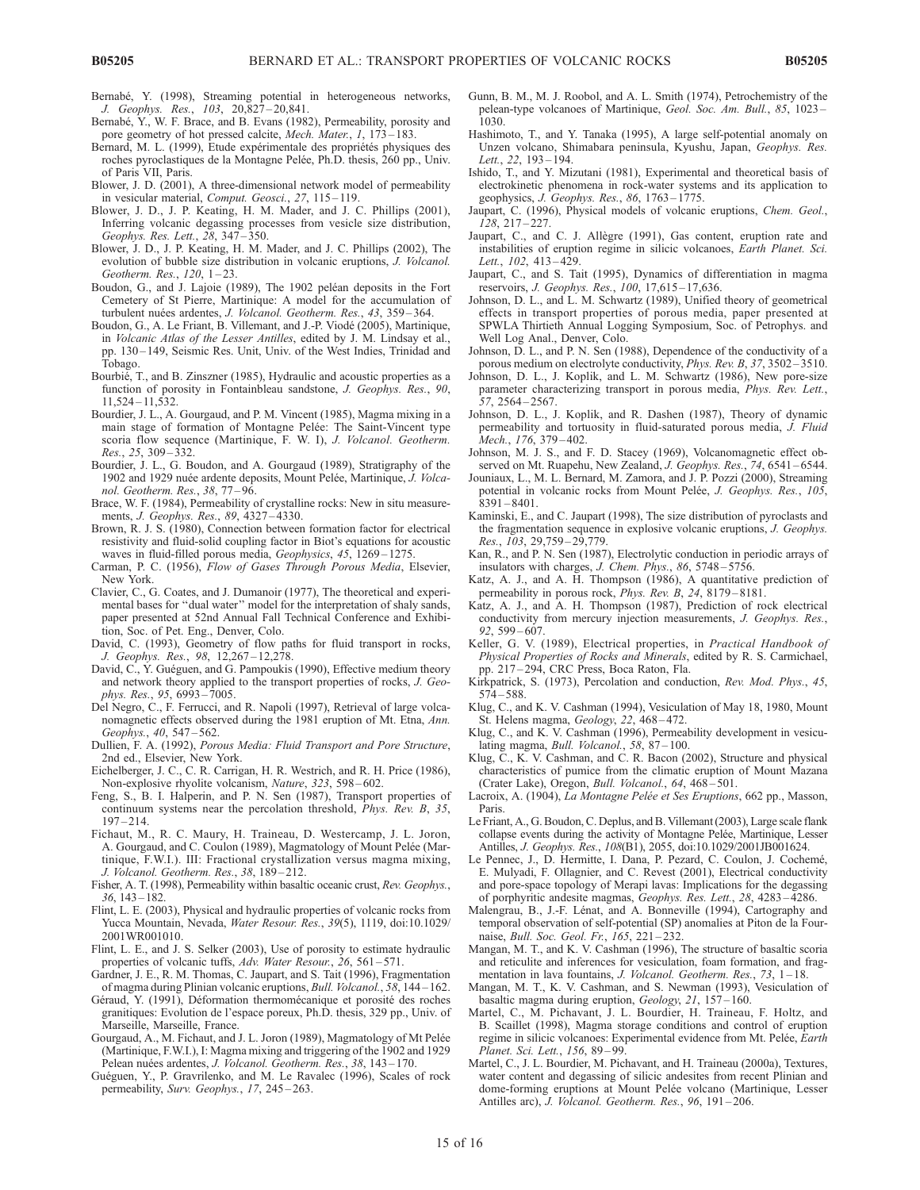Bernabé, Y. (1998), Streaming potential in heterogeneous networks, *J. Geophys. Res.*, *103*, 20,827–20,841.

Bernabé, Y., W. F. Brace, and B. Evans (1982), Permeability, porosity and pore geometry of hot pressed calcite, *Mech. Mater.*, *1*, 173–183.

Bernard, M. L. (1999), Etude expérimentale des propriétés physiques des roches pyroclastiques de la Montagne Pelée, Ph.D. thesis, 260 pp., Univ. of Paris VII, Paris.

Blower, J. D. (2001), A three-dimensional network model of permeability in vesicular material, *Comput. Geosci.*, *27*, 115–119.

Blower, J. D., J. P. Keating, H. M. Mader, and J. C. Phillips (2001), Inferring volcanic degassing processes from vesicle size distribution, *Geophys. Res. Lett.*, *28*, 347–350.

Blower, J. D., J. P. Keating, H. M. Mader, and J. C. Phillips (2002), The evolution of bubble size distribution in volcanic eruptions, *J. Volcanol. Geotherm. Res.*, *120*, 1–23.

Boudon, G., and J. Lajoie (1989), The 1902 peléan deposits in the Fort Cemetery of St Pierre, Martinique: A model for the accumulation of turbulent nuées ardentes, *J. Volcanol. Geotherm. Res.*, *43*, 359–364.

Boudon, G., A. Le Friant, B. Villemant, and J.-P. Viodé (2005), Martinique, in *Volcanic Atlas of the Lesser Antilles*, edited by J. M. Lindsay et al., pp. 130–149, Seismic Res. Unit, Univ. of the West Indies, Trinidad and Tobago.

Bourbié, T., and B. Zinszner (1985), Hydraulic and acoustic properties as a function of porosity in Fontainbleau sandstone, *J. Geophys. Res.*, *90*, 11,524–11,532.

Bourdier, J. L., A. Gourgaud, and P. M. Vincent (1985), Magma mixing in a main stage of formation of Montagne Pelée: The Saint-Vincent type scoria flow sequence (Martinique, F. W. I), *J. Volcanol. Geotherm. Res.*, *25*, 309–332.

Bourdier, J. L., G. Boudon, and A. Gourgaud (1989), Stratigraphy of the 1902 and 1929 nuée ardente deposits, Mount Pelée, Martinique, *J. Volcanol. Geotherm. Res.*, *38*, 77–96.

Brace, W. F. (1984), Permeability of crystalline rocks: New in situ measurements, *J. Geophys. Res.*, *89*, 4327–4330.

Brown, R. J. S. (1980), Connection between formation factor for electrical resistivity and fluid-solid coupling factor in Biot's equations for acoustic waves in fluid-filled porous media, *Geophysics*, *45*, 1269–1275.

Carman, P. C. (1956), *Flow of Gases Through Porous Media*, Elsevier, New York.

Clavier, C., G. Coates, and J. Dumanoir (1977), The theoretical and experimental bases for ''dual water'' model for the interpretation of shaly sands, paper presented at 52nd Annual Fall Technical Conference and Exhibition, Soc. of Pet. Eng., Denver, Colo.

David, C. (1993), Geometry of flow paths for fluid transport in rocks, *J. Geophys. Res.*, *98*, 12,267–12,278.

David, C., Y. Guéguen, and G. Pampoukis (1990), Effective medium theory and network theory applied to the transport properties of rocks, *J. Geophys. Res.*, *95*, 6993–7005.

Del Negro, C., F. Ferrucci, and R. Napoli (1997), Retrieval of large volcanomagnetic effects observed during the 1981 eruption of Mt. Etna, *Ann. Geophys.*, *40*, 547–562.

Dullien, F. A. (1992), *Porous Media: Fluid Transport and Pore Structure*, 2nd ed., Elsevier, New York.

Eichelberger, J. C., C. R. Carrigan, H. R. Westrich, and R. H. Price (1986), Non-explosive rhyolite volcanism, *Nature*, *323*, 598–602.

Feng, S., B. I. Halperin, and P. N. Sen (1987), Transport properties of continuum systems near the percolation threshold, *Phys. Rev. B*, *35*, 197–214.

Fichaut, M., R. C. Maury, H. Traineau, D. Westercamp, J. L. Joron, A. Gourgaud, and C. Coulon (1989), Magmatology of Mount Pelée (Martinique, F.W.I.). III: Fractional crystallization versus magma mixing, *J. Volcanol. Geotherm. Res.*, *38*, 189–212.

Fisher, A. T. (1998), Permeability within basaltic oceanic crust, *Rev. Geophys.*, *36*, 143–182.

Flint, L. E. (2003), Physical and hydraulic properties of volcanic rocks from Yucca Mountain, Nevada, *Water Resour. Res.*, *39*(5), 1119, doi:10.1029/2001WR001010.

Flint, L. E., and J. S. Selker (2003), Use of porosity to estimate hydraulic properties of volcanic tuffs, *Adv. Water Resour.*, *26*, 561–571.

Gardner, J. E., R. M. Thomas, C. Jaupart, and S. Tait (1996), Fragmentation of magma during Plinian volcanic eruptions, *Bull. Volcanol.*, *58*, 144–162.

Géraud, Y. (1991), Déformation thermomécanique et porosité des roches granitiques: Evolution de l'espace poreux, Ph.D. thesis, 329 pp., Univ. of Marseille, Marseille, France.

Gourgaud, A., M. Fichaut, and J. L. Joron (1989), Magmatology of Mt Pelée (Martinique, F.W.I.), I: Magma mixing and triggering of the 1902 and 1929 Pelean nuées ardentes, *J. Volcanol. Geotherm. Res.*, *38*, 143–170.

Guéguen, Y., P. Gravrilenko, and M. Le Ravalec (1996), Scales of rock permeability, *Surv. Geophys.*, *17*, 245–263.

Gunn, B. M., M. J. Roobol, and A. L. Smith (1974), Petrochemistry of the pelean-type volcanoes of Martinique, *Geol. Soc. Am. Bull.*, *85*, 1023–1030.

Hashimoto, T., and Y. Tanaka (1995), A large self-potential anomaly on Unzen volcano, Shimabara peninsula, Kyushu, Japan, *Geophys. Res. Lett.*, *22*, 193–194.

Ishido, T., and Y. Mizutani (1981), Experimental and theoretical basis of electrokinetic phenomena in rock-water systems and its application to geophysics, *J. Geophys. Res.*, *86*, 1763–1775.

Jaupart, C. (1996), Physical models of volcanic eruptions, *Chem. Geol.*, *128*, 217–227.

Jaupart, C., and C. J. Allègre (1991), Gas content, eruption rate and instabilities of eruption regime in silicic volcanoes, *Earth Planet. Sci. Lett.*, *102*, 413–429.

Jaupart, C., and S. Tait (1995), Dynamics of differentiation in magma reservoirs, *J. Geophys. Res.*, *100*, 17,615–17,636.

Johnson, D. L., and L. M. Schwartz (1989), Unified theory of geometrical effects in transport properties of porous media, paper presented at SPWLA Thirtieth Annual Logging Symposium, Soc. of Petrophys. and Well Log Anal., Denver, Colo.

Johnson, D. L., and P. N. Sen (1988), Dependence of the conductivity of a porous medium on electrolyte conductivity, *Phys. Rev. B*, *37*, 3502–3510.

Johnson, D. L., J. Koplik, and L. M. Schwartz (1986), New pore-size parameter characterizing transport in porous media, *Phys. Rev. Lett.*, *57*, 2564–2567.

Johnson, D. L., J. Koplik, and R. Dashen (1987), Theory of dynamic permeability and tortuosity in fluid-saturated porous media, *J. Fluid Mech.*, *176*, 379–402.

Johnson, M. J. S., and F. D. Stacey (1969), Volcanomagnetic effect observed on Mt. Ruapehu, New Zealand, *J. Geophys. Res.*, *74*, 6541–6544.

Jouniaux, L., M. L. Bernard, M. Zamora, and J. P. Pozzi (2000), Streaming potential in volcanic rocks from Mount Pelée, *J. Geophys. Res.*, *105*, 8391–8401.

Kaminski, E., and C. Jaupart (1998), The size distribution of pyroclasts and the fragmentation sequence in explosive volcanic eruptions, *J. Geophys. Res.*, *103*, 29,759–29,779.

Kan, R., and P. N. Sen (1987), Electrolytic conduction in periodic arrays of insulators with charges, *J. Chem. Phys.*, *86*, 5748–5756.

Katz, A. J., and A. H. Thompson (1986), A quantitative prediction of permeability in porous rock, *Phys. Rev. B*, *24*, 8179–8181.

Katz, A. J., and A. H. Thompson (1987), Prediction of rock electrical conductivity from mercury injection measurements, *J. Geophys. Res.*, *92*, 599–607.

Keller, G. V. (1989), Electrical properties, in *Practical Handbook of Physical Properties of Rocks and Minerals*, edited by R. S. Carmichael, pp. 217–294, CRC Press, Boca Raton, Fla.

Kirkpatrick, S. (1973), Percolation and conduction, *Rev. Mod. Phys.*, *45*, 574–588.

Klug, C., and K. V. Cashman (1994), Vesiculation of May 18, 1980, Mount St. Helens magma, *Geology*, *22*, 468–472.

Klug, C., and K. V. Cashman (1996), Permeability development in vesiculating magma, *Bull. Volcanol.*, *58*, 87–100.

Klug, C., K. V. Cashman, and C. R. Bacon (2002), Structure and physical characteristics of pumice from the climatic eruption of Mount Mazana (Crater Lake), Oregon, *Bull. Volcanol.*, *64*, 468–501.

Lacroix, A. (1904), *La Montagne Pelée et Ses Eruptions*, 662 pp., Masson, Paris.

Le Friant, A., G. Boudon, C. Deplus, and B. Villemant (2003), Large scale flank collapse events during the activity of Montagne Pelée, Martinique, Lesser Antilles, *J. Geophys. Res.*, *108*(B1), 2055, doi:10.1029/2001JB001624.

Le Pennec, J., D. Hermitte, I. Dana, P. Pezard, C. Coulon, J. Cochemé, E. Mulyadi, F. Ollagnier, and C. Revest (2001), Electrical conductivity and pore-space topology of Merapi lavas: Implications for the degassing of porphyritic andesite magmas, *Geophys. Res. Lett.*, *28*, 4283–4286.

Malengrau, B., J.-F. Lénat, and A. Bonneville (1994), Cartography and temporal observation of self-potential (SP) anomalies at Piton de la Fournaise, *Bull. Soc. Geol. Fr.*, *165*, 221–232.

Mangan, M. T., and K. V. Cashman (1996), The structure of basaltic scoria and reticulite and inferences for vesiculation, foam formation, and fragmentation in lava fountains, *J. Volcanol. Geotherm. Res.*, *73*, 1–18.

Mangan, M. T., K. V. Cashman, and S. Newman (1993), Vesiculation of basaltic magma during eruption, *Geology*, *21*, 157–160.

Martel, C., M. Pichavant, J. L. Bourdier, H. Traineau, F. Holtz, and B. Scaillet (1998), Magma storage conditions and control of eruption regime in silicic volcanoes: Experimental evidence from Mt. Pelée, *Earth Planet. Sci. Lett.*, *156*, 89–99.

Martel, C., J. L. Bourdier, M. Pichavant, and H. Traineau (2000a), Textures, water content and degassing of silicic andesites from recent Plinian and dome-forming eruptions at Mount Pelée volcano (Martinique, Lesser Antilles arc), *J. Volcanol. Geotherm. Res.*, *96*, 191–206.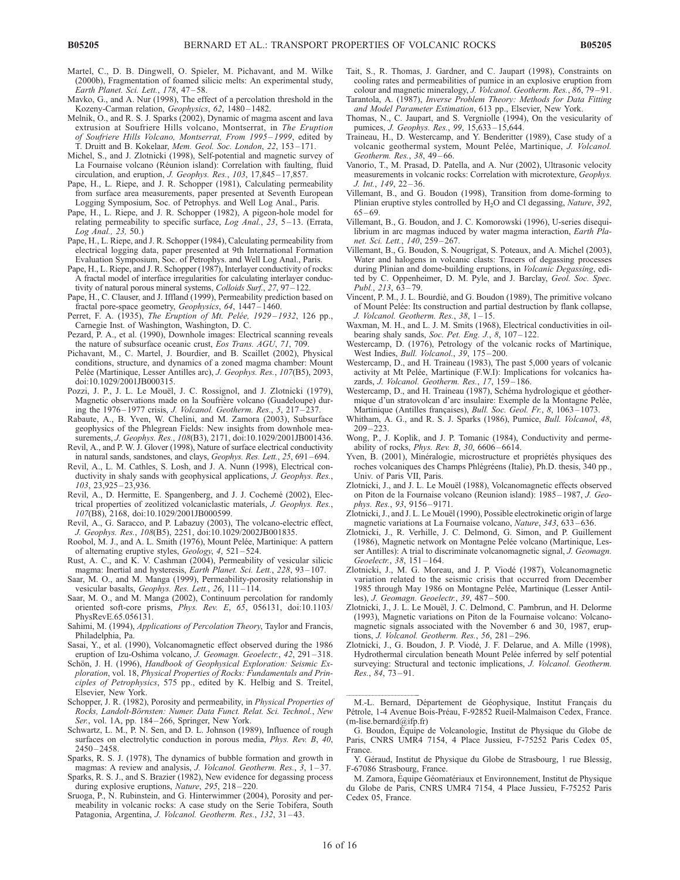Martel, C., D. B. Dingwell, O. Spieler, M. Pichavant, and M. Wilke (2000b), Fragmentation of foamed silicic melts: An experimental study, *Earth Planet. Sci. Lett.*, *178*, 47–58.

Mavko, G., and A. Nur (1998), The effect of a percolation threshold in the Kozeny-Carman relation, *Geophysics*, *62*, 1480–1482.

Melnik, O., and R. S. J. Sparks (2002), Dynamic of magma ascent and lava extrusion at Soufriere Hills volcano, Montserrat, in *The Eruption of Soufriere Hills Volcano, Montserrat, From 1995–1999*, edited by T. Druitt and B. Kokelaar, *Mem. Geol. Soc. London*, *22*, 153–171.

Michel, S., and J. Zlotnicki (1998), Self-potential and magnetic survey of La Fournaise volcano (Réunion island): Correlation with faulting, fluid circulation, and eruption, *J. Geophys. Res.*, *103*, 17,845–17,857.

Pape, H., L. Riepe, and J. R. Schopper (1981), Calculating permeability from surface area measurements, paper presented at Seventh European Logging Symposium, Soc. of Petrophys. and Well Log Anal., Paris.

Pape, H., L. Riepe, and J. R. Schopper (1982), A pigeon-hole model for relating permeability to specific surface, *Log Anal.*, *23*, 5–13. (Errata, *Log Anal., 23,* 50.)

Pape, H., L. Riepe, and J. R. Schopper (1984), Calculating permeability from electrical logging data, paper presented at 9th International Formation Evaluation Symposium, Soc. of Petrophys. and Well Log Anal., Paris.

Pape, H., L. Riepe, and J. R. Schopper (1987), Interlayer conductivity of rocks: A fractal model of interface irregularities for calculating interlayer conductivity of natural porous mineral systems, *Colloids Surf.*, *27*, 97–122.

Pape, H., C. Clauser, and J. Iffland (1999), Permeability prediction based on fractal pore-space geometry, *Geophysics*, *64*, 1447–1460.

Perret, F. A. (1935), *The Eruption of Mt. Pelée, 1929–1932*, 126 pp., Carnegie Inst. of Washington, Washington, D. C.

Pezard, P. A., et al. (1990), Downhole images: Electrical scanning reveals the nature of subsurface oceanic crust, *Eos Trans. AGU*, *71*, 709.

Pichavant, M., C. Martel, J. Bourdier, and B. Scaillet (2002), Physical conditions, structure, and dynamics of a zoned magma chamber: Mount Pelée (Martinique, Lesser Antilles arc), *J. Geophys. Res.*, *107*(B5), 2093, doi:10.1029/2001JB000315.

Pozzi, J. P., J. L. Le Mouël, J. C. Rossignol, and J. Zlotnicki (1979), Magnetic observations made on la Soufrière volcano (Guadeloupe) during the 1976–1977 crisis, *J. Volcanol. Geotherm. Res.*, *5*, 217–237.

Rabaute, A., B. Yven, W. Chelini, and M. Zamora (2003), Subsurface geophysics of the Phlegrean Fields: New insights from downhole measurements, *J. Geophys. Res.*, *108*(B3), 2171, doi:10.1029/2001JB001436.

Revil, A., and P. W. J. Glover (1998), Nature of surface electrical conductivity in natural sands, sandstones, and clays, *Geophys. Res. Lett.*, *25*, 691–694.

Revil, A., L. M. Cathles, S. Losh, and J. A. Nunn (1998), Electrical conductivity in shaly sands with geophysical applications, *J. Geophys. Res.*, *103*, 23,925–23,936.

Revil, A., D. Hermitte, E. Spangenberg, and J. J. Cochemé (2002), Electrical properties of zeolitized volcaniclastic materials, *J. Geophys. Res.*, *107*(B8), 2168, doi:10.1029/2001JB000599.

Revil, A., G. Saracco, and P. Labazuy (2003), The volcano-electric effect, *J. Geophys. Res.*, *108*(B5), 2251, doi:10.1029/2002JB001835.

Roobol, M. J., and A. L. Smith (1976), Mount Pelée, Martinique: A pattern of alternating eruptive styles, *Geology*, *4*, 521–524.

Rust, A. C., and K. V. Cashman (2004), Permeability of vesicular silicic magma: Inertial and hysteresis, *Earth Planet. Sci. Lett.*, *228*, 93–107.

Saar, M. O., and M. Manga (1999), Permeability-porosity relationship in vesicular basalts, *Geophys. Res. Lett.*, *26*, 111–114.

Saar, M. O., and M. Manga (2002), Continuum percolation for randomly oriented soft-core prisms, *Phys. Rev. E*, *65*, 056131, doi:10.1103/PhysRevE.65.056131.

Sahimi, M. (1994), *Applications of Percolation Theory*, Taylor and Francis, Philadelphia, Pa.

Sasai, Y., et al. (1990), Volcanomagnetic effect observed during the 1986 eruption of Izu-Oshima volcano, *J. Geomagn. Geoelectr.*, *42*, 291–318.

Schön, J. H. (1996), *Handbook of Geophysical Exploration: Seismic Exploration*, vol. 18, *Physical Properties of Rocks: Fundamentals and Principles of Petrophysics*, 575 pp., edited by K. Helbig and S. Treitel, Elsevier, New York.

Schopper, J. R. (1982), Porosity and permeability, in *Physical Properties of Rocks, Landolt-Börnstein: Numer. Data Funct. Relat. Sci. Technol.*, *New Ser.*, vol. 1A, pp. 184–266, Springer, New York.

Schwartz, L. M., P. N. Sen, and D. L. Johnson (1989), Influence of rough surfaces on electrolytic conduction in porous media, *Phys. Rev. B*, *40*, 2450–2458.

Sparks, R. S. J. (1978), The dynamics of bubble formation and growth in magmas: A review and analysis, *J. Volcanol. Geotherm. Res.*, *3*, 1–37.

Sparks, R. S. J., and S. Brazier (1982), New evidence for degassing process during explosive eruptions, *Nature*, *295*, 218–220.

Sruoga, P., N. Rubinstein, and G. Hinterwimmer (2004), Porosity and permeability in volcanic rocks: A case study on the Serie Tobífera, South Patagonia, Argentina, *J. Volcanol. Geotherm. Res.*, *132*, 31–43.

Tait, S., R. Thomas, J. Gardner, and C. Jaupart (1998), Constraints on cooling rates and permeabilities of pumice in an explosive eruption from colour and magnetic mineralogy, *J. Volcanol. Geotherm. Res.*, *86*, 79–91.

Tarantola, A. (1987), *Inverse Problem Theory: Methods for Data Fitting and Model Parameter Estimation*, 613 pp., Elsevier, New York.

Thomas, N., C. Jaupart, and S. Vergniolle (1994), On the vesicularity of pumices, *J. Geophys. Res.*, *99*, 15,633–15,644.

Traineau, H., D. Westercamp, and Y. Benderitter (1989), Case study of a volcanic geothermal system, Mount Pelée, Martinique, *J. Volcanol. Geotherm. Res.*, *38*, 49–66.

Vanorio, T., M. Prasad, D. Patella, and A. Nur (2002), Ultrasonic velocity measurements in volcanic rocks: Correlation with microtexture, *Geophys. J. Int.*, *149*, 22–36.

Villemant, B., and G. Boudon (1998), Transition from dome-forming to Plinian eruptive styles controlled by $H_2O$ and Cl degassing, *Nature*, *392*, 65–69.

Villemant, B., G. Boudon, and J. C. Komorowski (1996), U-series disequilibrium in arc magmas induced by water magma interaction, *Earth Planet. Sci. Lett.*, *140*, 259–267.

Villemant, B., G. Boudon, S. Nougrigat, S. Poteaux, and A. Michel (2003), Water and halogens in volcanic clasts: Tracers of degassing processes during Plinian and dome-building eruptions, in *Volcanic Degassing*, edited by C. Oppenheimer, D. M. Pyle, and J. Barclay, *Geol. Soc. Spec. Publ.*, *213*, 63–79.

Vincent, P. M., J. L. Bourdié, and G. Boudon (1989), The primitive volcano of Mount Pelée: Its construction and partial destruction by flank collapse, *J. Volcanol. Geotherm. Res.*, *38*, 1–15.

Waxman, M. H., and L. J. M. Smits (1968), Electrical conductivities in oil-bearing shaly sands, *Soc. Pet. Eng. J.*, *8*, 107–122.

Westercamp, D. (1976), Petrology of the volcanic rocks of Martinique, West Indies, *Bull. Volcanol.*, *39*, 175–200.

Westercamp, D., and H. Traineau (1983), The past 5,000 years of volcanic activity at Mt Pelée, Martinique (F.W.I): Implications for volcanics hazards, *J. Volcanol. Geotherm. Res.*, *17*, 159–186.

Westercamp, D., and H. Traineau (1987), Schéma hydrologique et géothermique d'un stratovolcan d'arc insulaire: Exemple de la Montagne Pelée, Martinique (Antilles françaises), *Bull. Soc. Geol. Fr.*, *8*, 1063–1073.

Whitham, A. G., and R. S. J. Sparks (1986), Pumice, *Bull. Volcanol*, *48*, 209–223.

Wong, P., J. Koplik, and J. P. Tomanic (1984), Conductivity and permeability of rocks, *Phys. Rev. B*, *30*, 6606–6614.

Yven, B. (2001), Minéralogie, microstructure et propriétés physiques des roches volcaniques des Champs Phlégréens (Italie), Ph.D. thesis, 340 pp., Univ. of Paris VII, Paris.

Zlotnicki, J., and J. L. Le Mouël (1988), Volcanomagnetic effects observed on Piton de la Fournaise volcano (Reunion island): 1985–1987, *J. Geophys. Res.*, *93*, 9156–9171.

Zlotnicki, J., and J. L. Le Mouël (1990), Possible electrokinetic origin of large magnetic variations at La Fournaise volcano, *Nature*, *343*, 633–636.

Zlotnicki, J., R. Verhille, J. C. Delmond, G. Simon, and P. Guillement (1986), Magnetic network on Montagne Pelée volcano (Martinique, Lesser Antilles): A trial to discriminate volcanomagnetic signal, *J. Geomagn. Geoelectr.*, *38*, 151–164.

Zlotnicki, J., M. G. Moreau, and J. P. Viodé (1987), Volcanomagnetic variation related to the seismic crisis that occurred from December 1985 through May 1986 on Montagne Pelée, Martinique (Lesser Antilles), *J. Geomagn. Geoelectr.*, *39*, 487–500.

Zlotnicki, J., J. L. Le Mouël, J. C. Delmond, C. Pambrun, and H. Delorme (1993), Magnetic variations on Piton de la Fournaise volcano: Volcanomagnetic signals associated with the November 6 and 30, 1987, eruptions, *J. Volcanol. Geotherm. Res.*, *56*, 281–296.

Zlotnicki, J., G. Boudon, J. P. Viodé, J. F. Delarue, and A. Mille (1998), Hydrothermal circulation beneath Mount Pelée inferred by self potential surveying: Structural and tectonic implications, *J. Volcanol. Geotherm. Res.*, *84*, 73–91.

---

M.-L. Bernard, Département de Géophysique, Institut Français du Pétrole, 1-4 Avenue Bois-Préau, F-92852 Rueil-Malmaison Cedex, France. (m-lise.bernard@ifp.fr)

G. Boudon, Équipe de Volcanologie, Institut de Physique du Globe de Paris, CNRS UMR4 7154, 4 Place Jussieu, F-75252 Paris Cedex 05, France.

Y. Géraud, Institut de Physique du Globe de Strasbourg, 1 rue Blessig, F-67086 Strasbourg, France.

M. Zamora, Équipe Géomatériaux et Environnement, Institut de Physique du Globe de Paris, CNRS UMR4 7154, 4 Place Jussieu, F-75252 Paris Cedex 05, France.